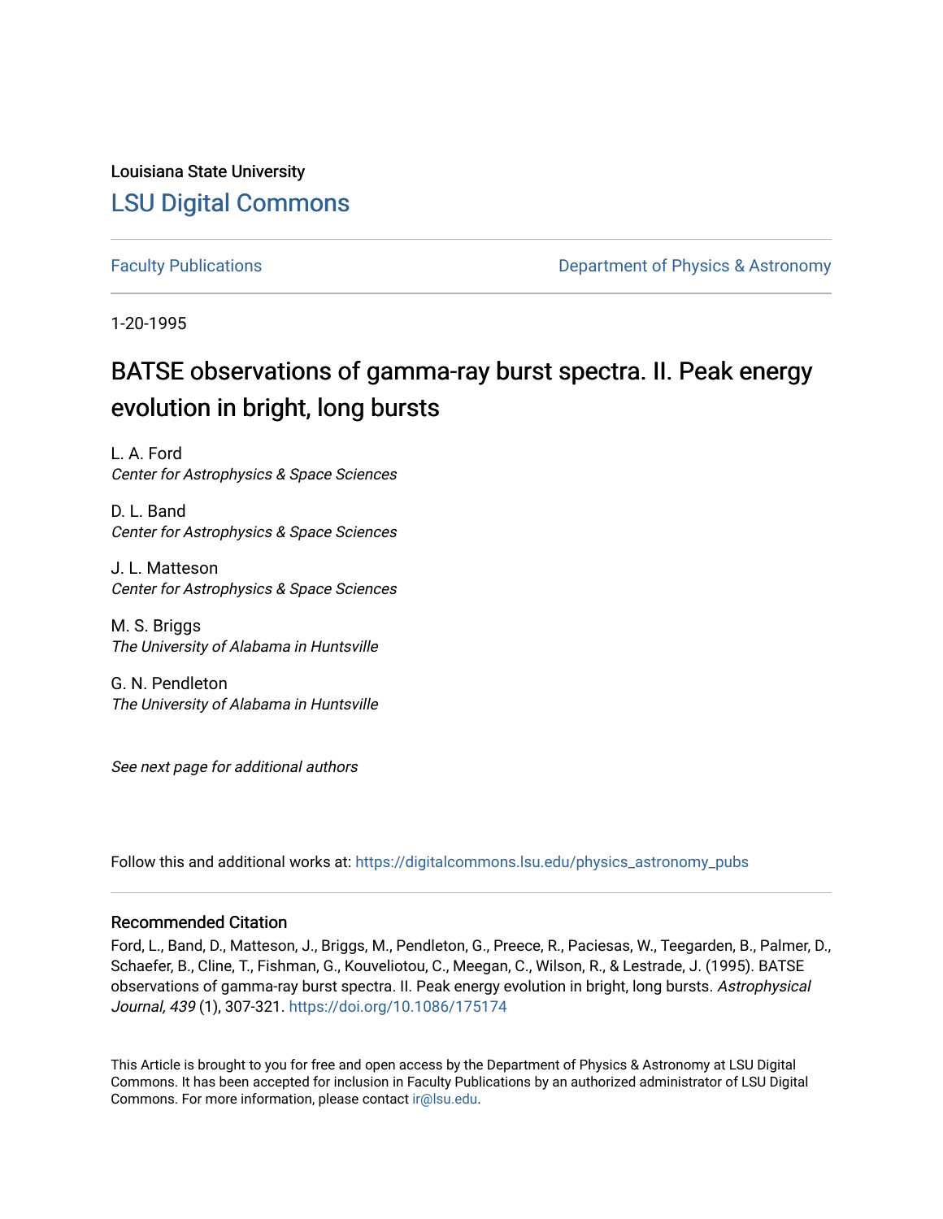Louisiana State University

# LSU Digital Commons

Faculty Publications

Department of Physics & Astronomy

1-20-1995

# BATSE observations of gamma-ray burst spectra. II. Peak energy evolution in bright, long bursts

L. A. Ford
*Center for Astrophysics & Space Sciences*

D. L. Band
*Center for Astrophysics & Space Sciences*

J. L. Matteson
*Center for Astrophysics & Space Sciences*

M. S. Briggs
*The University of Alabama in Huntsville*

G. N. Pendleton
*The University of Alabama in Huntsville*

*See next page for additional authors*

Follow this and additional works at: https://digitalcommons.lsu.edu/physics_astronomy_pubs

## Recommended Citation

Ford, L., Band, D., Matteson, J., Briggs, M., Pendleton, G., Preece, R., Paciesas, W., Teegarden, B., Palmer, D., Schaefer, B., Cline, T., Fishman, G., Kouveliotou, C., Meegan, C., Wilson, R., & Lestrade, J. (1995). BATSE observations of gamma-ray burst spectra. II. Peak energy evolution in bright, long bursts. *Astrophysical Journal, 439* (1), 307-321. https://doi.org/10.1086/175174

This Article is brought to you for free and open access by the Department of Physics & Astronomy at LSU Digital Commons. It has been accepted for inclusion in Faculty Publications by an authorized administrator of LSU Digital Commons. For more information, please contact ir@lsu.edu.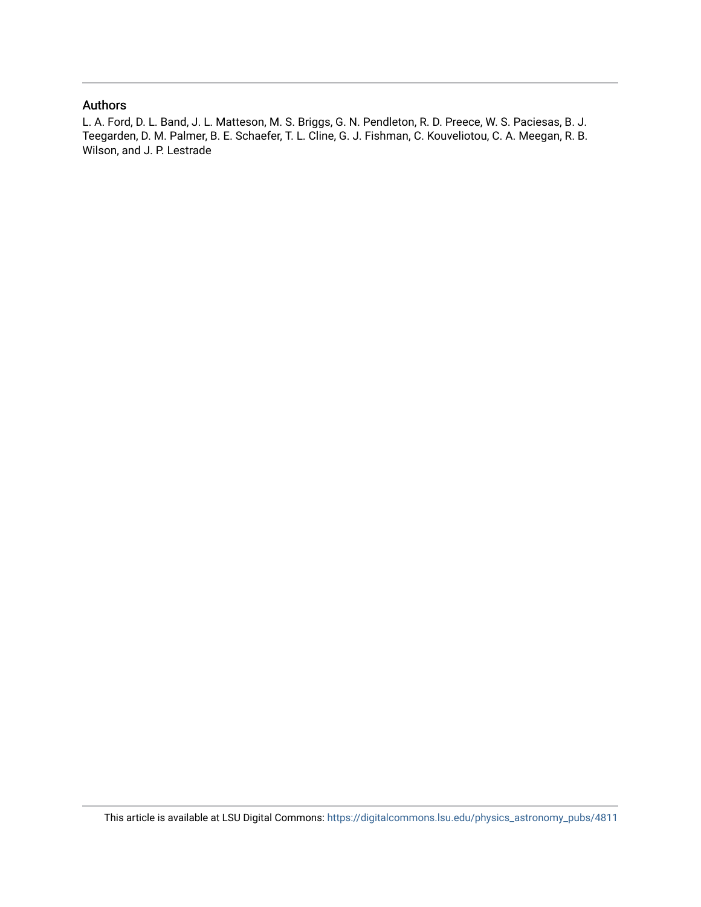## Authors

L. A. Ford, D. L. Band, J. L. Matteson, M. S. Briggs, G. N. Pendleton, R. D. Preece, W. S. Paciesas, B. J. Teegarden, D. M. Palmer, B. E. Schaefer, T. L. Cline, G. J. Fishman, C. Kouveliotou, C. A. Meegan, R. B. Wilson, and J. P. Lestrade

This article is available at LSU Digital Commons: https://digitalcommons.lsu.edu/physics_astronomy_pubs/4811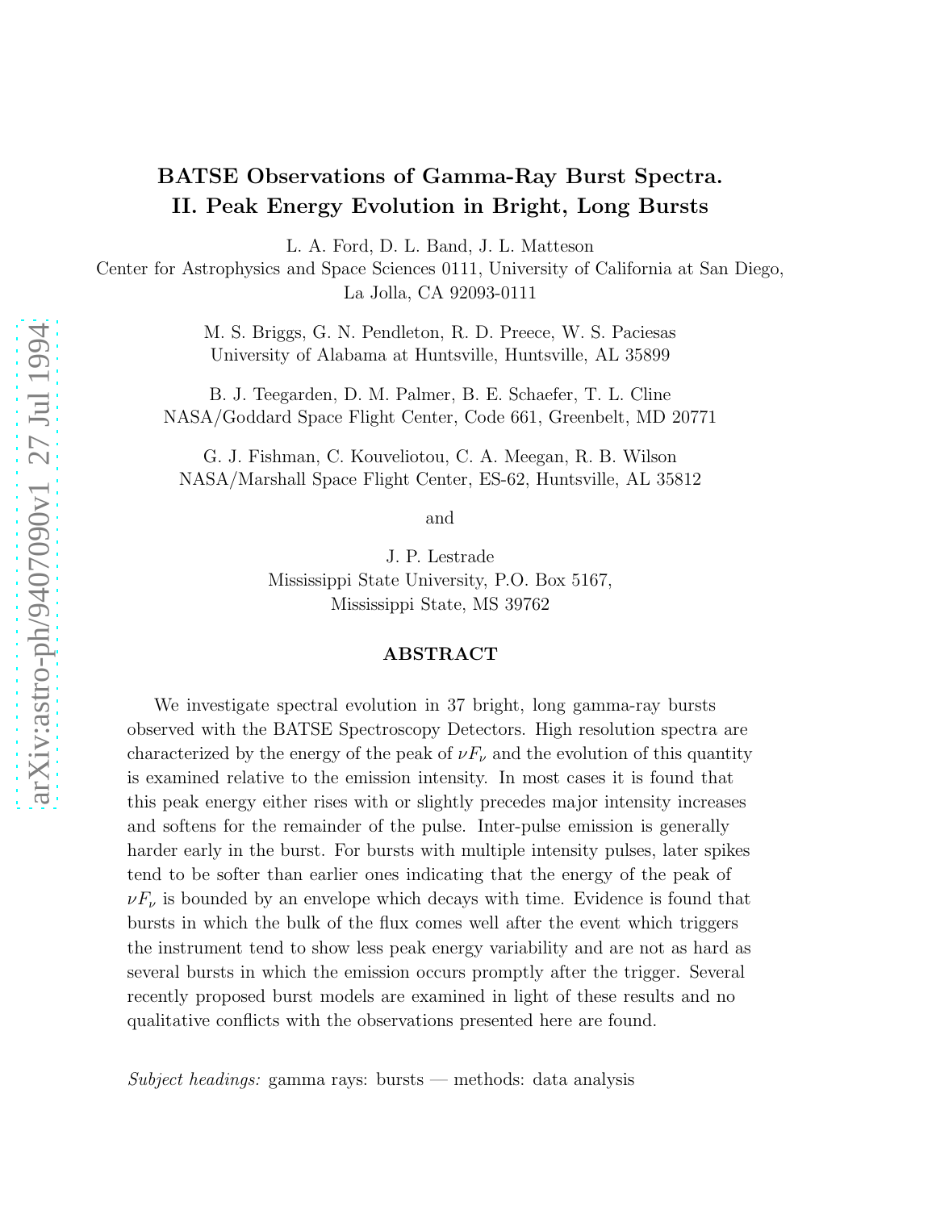# BATSE Observations of Gamma-Ray Burst Spectra. II. Peak Energy Evolution in Bright, Long Bursts

L. A. Ford, D. L. Band, J. L. Matteson
Center for Astrophysics and Space Sciences 0111, University of California at San Diego, La Jolla, CA 92093-0111

M. S. Briggs, G. N. Pendleton, R. D. Preece, W. S. Paciesas
University of Alabama at Huntsville, Huntsville, AL 35899

B. J. Teegarden, D. M. Palmer, B. E. Schaefer, T. L. Cline
NASA/Goddard Space Flight Center, Code 661, Greenbelt, MD 20771

G. J. Fishman, C. Kouveliotou, C. A. Meegan, R. B. Wilson
NASA/Marshall Space Flight Center, ES-62, Huntsville, AL 35812

and

J. P. Lestrade
Mississippi State University, P.O. Box 5167, Mississippi State, MS 39762

## ABSTRACT

We investigate spectral evolution in 37 bright, long gamma-ray bursts observed with the BATSE Spectroscopy Detectors. High resolution spectra are characterized by the energy of the peak of $\nu F_\nu$ and the evolution of this quantity is examined relative to the emission intensity. In most cases it is found that this peak energy either rises with or slightly precedes major intensity increases and softens for the remainder of the pulse. Inter-pulse emission is generally harder early in the burst. For bursts with multiple intensity pulses, later spikes tend to be softer than earlier ones indicating that the energy of the peak of $\nu F_\nu$ is bounded by an envelope which decays with time. Evidence is found that bursts in which the bulk of the flux comes well after the event which triggers the instrument tend to show less peak energy variability and are not as hard as several bursts in which the emission occurs promptly after the trigger. Several recently proposed burst models are examined in light of these results and no qualitative conflicts with the observations presented here are found.

*Subject headings:* gamma rays: bursts — methods: data analysis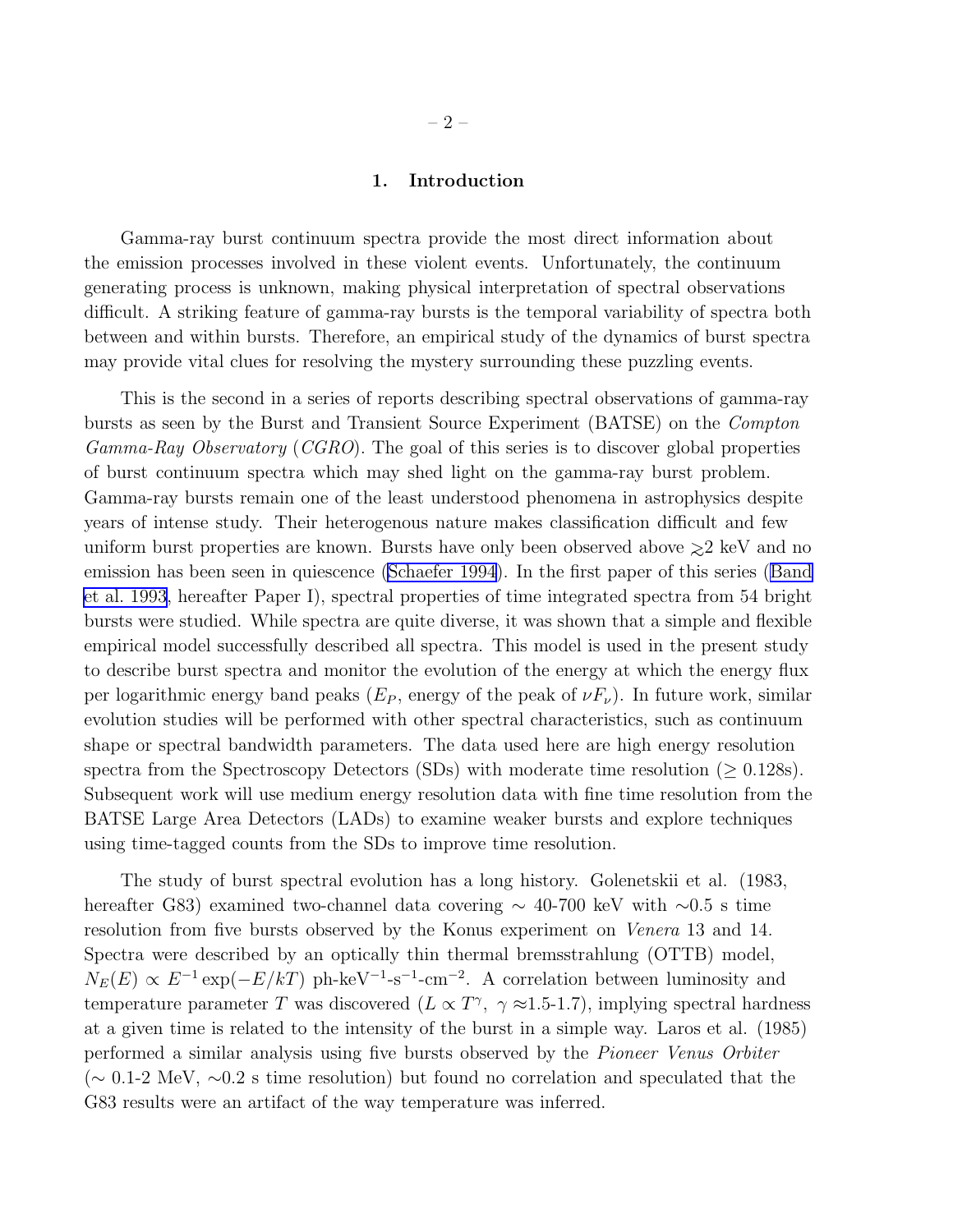## 1. Introduction

Gamma-ray burst continuum spectra provide the most direct information about the emission processes involved in these violent events. Unfortunately, the continuum generating process is unknown, making physical interpretation of spectral observations difficult. A striking feature of gamma-ray bursts is the temporal variability of spectra both between and within bursts. Therefore, an empirical study of the dynamics of burst spectra may provide vital clues for resolving the mystery surrounding these puzzling events.

This is the second in a series of reports describing spectral observations of gamma-ray bursts as seen by the Burst and Transient Source Experiment (BATSE) on the *Compton Gamma-Ray Observatory* (*CGRO*). The goal of this series is to discover global properties of burst continuum spectra which may shed light on the gamma-ray burst problem. Gamma-ray bursts remain one of the least understood phenomena in astrophysics despite years of intense study. Their heterogenous nature makes classification difficult and few uniform burst properties are known. Bursts have only been observed above $\gtrsim$2 keV and no emission has been seen in quiescence (Schaefer 1994). In the first paper of this series (Band et al. 1993, hereafter Paper I), spectral properties of time integrated spectra from 54 bright bursts were studied. While spectra are quite diverse, it was shown that a simple and flexible empirical model successfully described all spectra. This model is used in the present study to describe burst spectra and monitor the evolution of the energy at which the energy flux per logarithmic energy band peaks ($E_P$, energy of the peak of $\nu F_\nu$). In future work, similar evolution studies will be performed with other spectral characteristics, such as continuum shape or spectral bandwidth parameters. The data used here are high energy resolution spectra from the Spectroscopy Detectors (SDs) with moderate time resolution ($\geq$ 0.128s). Subsequent work will use medium energy resolution data with fine time resolution from the BATSE Large Area Detectors (LADs) to examine weaker bursts and explore techniques using time-tagged counts from the SDs to improve time resolution.

The study of burst spectral evolution has a long history. Golenetskii et al. (1983, hereafter G83) examined two-channel data covering $\sim$ 40-700 keV with $\sim$0.5 s time resolution from five bursts observed by the Konus experiment on *Venera* 13 and 14. Spectra were described by an optically thin thermal bremsstrahlung (OTTB) model, $N_E(E) \propto E^{-1}\exp(-E/kT)$ ph-keV$^{-1}$-s$^{-1}$-cm$^{-2}$. A correlation between luminosity and temperature parameter $T$ was discovered ($L \propto T^{\gamma}$, $\gamma \approx$1.5-1.7), implying spectral hardness at a given time is related to the intensity of the burst in a simple way. Laros et al. (1985) performed a similar analysis using five bursts observed by the *Pioneer Venus Orbiter* ($\sim$ 0.1-2 MeV, $\sim$0.2 s time resolution) but found no correlation and speculated that the G83 results were an artifact of the way temperature was inferred.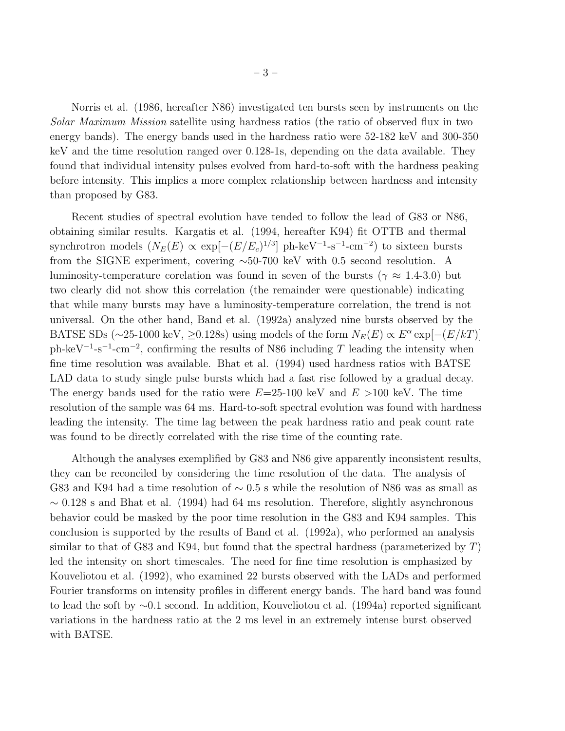Norris et al. (1986, hereafter N86) investigated ten bursts seen by instruments on the *Solar Maximum Mission* satellite using hardness ratios (the ratio of observed flux in two energy bands). The energy bands used in the hardness ratio were 52-182 keV and 300-350 keV and the time resolution ranged over 0.128-1s, depending on the data available. They found that individual intensity pulses evolved from hard-to-soft with the hardness peaking before intensity. This implies a more complex relationship between hardness and intensity than proposed by G83.

Recent studies of spectral evolution have tended to follow the lead of G83 or N86, obtaining similar results. Kargatis et al. (1994, hereafter K94) fit OTTB and thermal synchrotron models ($N_E(E) \propto \exp[-(E/E_c)^{1/3}]$ ph-keV$^{-1}$-s$^{-1}$-cm$^{-2}$) to sixteen bursts from the SIGNE experiment, covering ∼50-700 keV with 0.5 second resolution. A luminosity-temperature corelation was found in seven of the bursts ($\gamma \approx$ 1.4-3.0) but two clearly did not show this correlation (the remainder were questionable) indicating that while many bursts may have a luminosity-temperature correlation, the trend is not universal. On the other hand, Band et al. (1992a) analyzed nine bursts observed by the BATSE SDs (∼25-1000 keV, ≥0.128s) using models of the form $N_E(E) \propto E^{\alpha} \exp[-(E/kT)]$ ph-keV$^{-1}$-s$^{-1}$-cm$^{-2}$, confirming the results of N86 including $T$ leading the intensity when fine time resolution was available. Bhat et al. (1994) used hardness ratios with BATSE LAD data to study single pulse bursts which had a fast rise followed by a gradual decay. The energy bands used for the ratio were $E$=25-100 keV and $E$ >100 keV. The time resolution of the sample was 64 ms. Hard-to-soft spectral evolution was found with hardness leading the intensity. The time lag between the peak hardness ratio and peak count rate was found to be directly correlated with the rise time of the counting rate.

Although the analyses exemplified by G83 and N86 give apparently inconsistent results, they can be reconciled by considering the time resolution of the data. The analysis of G83 and K94 had a time resolution of ∼ 0.5 s while the resolution of N86 was as small as ∼ 0.128 s and Bhat et al. (1994) had 64 ms resolution. Therefore, slightly asynchronous behavior could be masked by the poor time resolution in the G83 and K94 samples. This conclusion is supported by the results of Band et al. (1992a), who performed an analysis similar to that of G83 and K94, but found that the spectral hardness (parameterized by $T$) led the intensity on short timescales. The need for fine time resolution is emphasized by Kouveliotou et al. (1992), who examined 22 bursts observed with the LADs and performed Fourier transforms on intensity profiles in different energy bands. The hard band was found to lead the soft by ∼0.1 second. In addition, Kouveliotou et al. (1994a) reported significant variations in the hardness ratio at the 2 ms level in an extremely intense burst observed with BATSE.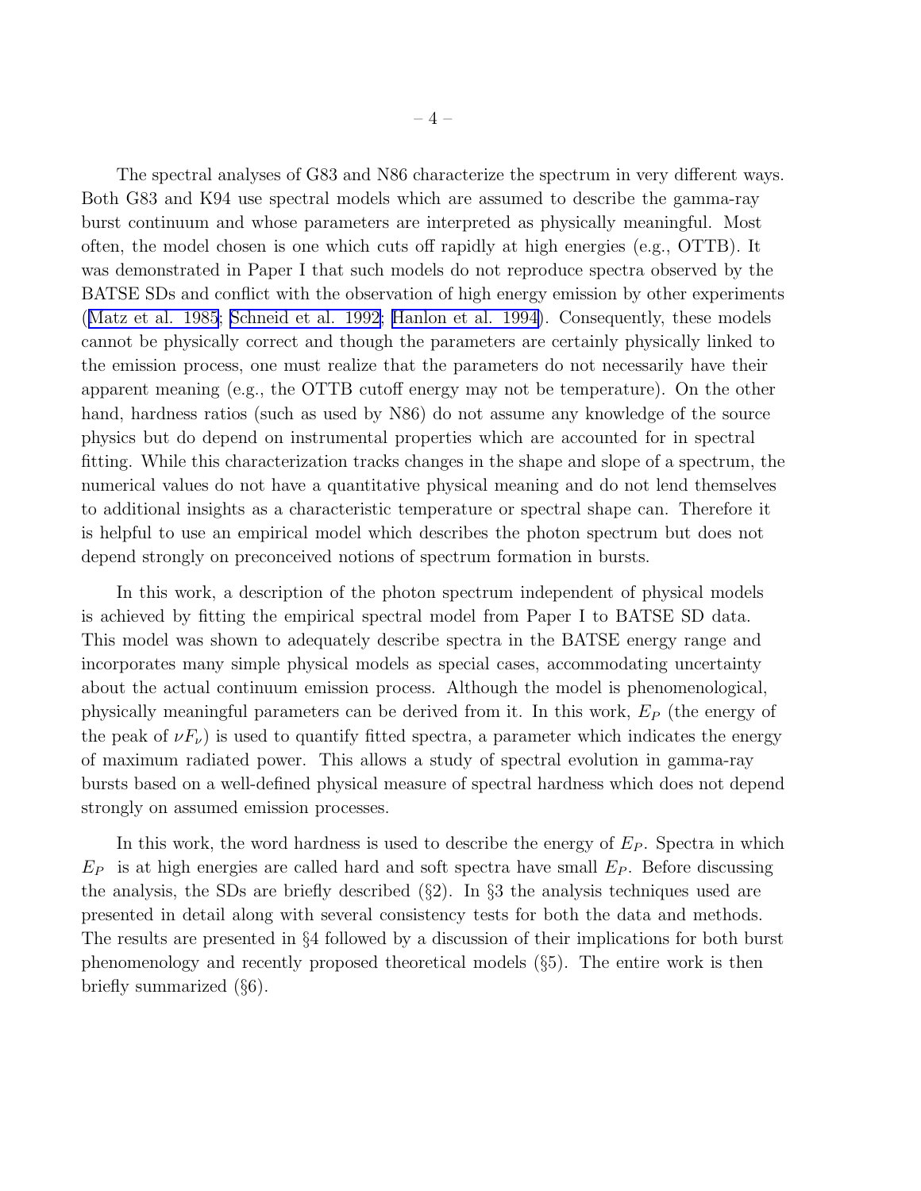The spectral analyses of G83 and N86 characterize the spectrum in very different ways. Both G83 and K94 use spectral models which are assumed to describe the gamma-ray burst continuum and whose parameters are interpreted as physically meaningful. Most often, the model chosen is one which cuts off rapidly at high energies (e.g., OTTB). It was demonstrated in Paper I that such models do not reproduce spectra observed by the BATSE SDs and conflict with the observation of high energy emission by other experiments (Matz et al. 1985; Schneid et al. 1992; Hanlon et al. 1994). Consequently, these models cannot be physically correct and though the parameters are certainly physically linked to the emission process, one must realize that the parameters do not necessarily have their apparent meaning (e.g., the OTTB cutoff energy may not be temperature). On the other hand, hardness ratios (such as used by N86) do not assume any knowledge of the source physics but do depend on instrumental properties which are accounted for in spectral fitting. While this characterization tracks changes in the shape and slope of a spectrum, the numerical values do not have a quantitative physical meaning and do not lend themselves to additional insights as a characteristic temperature or spectral shape can. Therefore it is helpful to use an empirical model which describes the photon spectrum but does not depend strongly on preconceived notions of spectrum formation in bursts.

In this work, a description of the photon spectrum independent of physical models is achieved by fitting the empirical spectral model from Paper I to BATSE SD data. This model was shown to adequately describe spectra in the BATSE energy range and incorporates many simple physical models as special cases, accommodating uncertainty about the actual continuum emission process. Although the model is phenomenological, physically meaningful parameters can be derived from it. In this work, $E_P$ (the energy of the peak of $\nu F_\nu$) is used to quantify fitted spectra, a parameter which indicates the energy of maximum radiated power. This allows a study of spectral evolution in gamma-ray bursts based on a well-defined physical measure of spectral hardness which does not depend strongly on assumed emission processes.

In this work, the word hardness is used to describe the energy of $E_P$. Spectra in which $E_P$ is at high energies are called hard and soft spectra have small $E_P$. Before discussing the analysis, the SDs are briefly described (§2). In §3 the analysis techniques used are presented in detail along with several consistency tests for both the data and methods. The results are presented in §4 followed by a discussion of their implications for both burst phenomenology and recently proposed theoretical models (§5). The entire work is then briefly summarized (§6).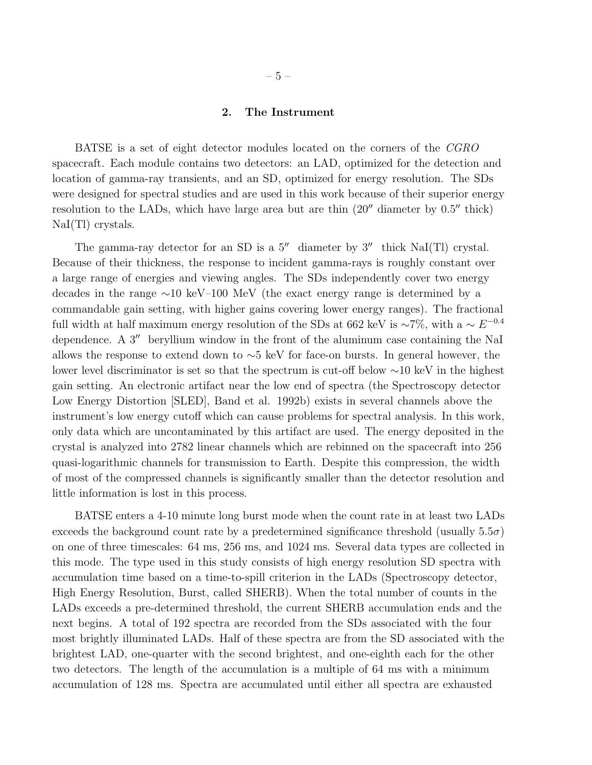## 2. The Instrument

BATSE is a set of eight detector modules located on the corners of the *CGRO* spacecraft. Each module contains two detectors: an LAD, optimized for the detection and location of gamma-ray transients, and an SD, optimized for energy resolution. The SDs were designed for spectral studies and are used in this work because of their superior energy resolution to the LADs, which have large area but are thin (20″ diameter by 0.5″ thick) NaI(Tl) crystals.

The gamma-ray detector for an SD is a 5″ diameter by 3″ thick NaI(Tl) crystal. Because of their thickness, the response to incident gamma-rays is roughly constant over a large range of energies and viewing angles. The SDs independently cover two energy decades in the range ∼10 keV–100 MeV (the exact energy range is determined by a commandable gain setting, with higher gains covering lower energy ranges). The fractional full width at half maximum energy resolution of the SDs at 662 keV is ∼7%, with a $\sim E^{-0.4}$ dependence. A 3″ beryllium window in the front of the aluminum case containing the NaI allows the response to extend down to ∼5 keV for face-on bursts. In general however, the lower level discriminator is set so that the spectrum is cut-off below ∼10 keV in the highest gain setting. An electronic artifact near the low end of spectra (the Spectroscopy detector Low Energy Distortion [SLED], Band et al. 1992b) exists in several channels above the instrument's low energy cutoff which can cause problems for spectral analysis. In this work, only data which are uncontaminated by this artifact are used. The energy deposited in the crystal is analyzed into 2782 linear channels which are rebinned on the spacecraft into 256 quasi-logarithmic channels for transmission to Earth. Despite this compression, the width of most of the compressed channels is significantly smaller than the detector resolution and little information is lost in this process.

BATSE enters a 4-10 minute long burst mode when the count rate in at least two LADs exceeds the background count rate by a predetermined significance threshold (usually $5.5\sigma$) on one of three timescales: 64 ms, 256 ms, and 1024 ms. Several data types are collected in this mode. The type used in this study consists of high energy resolution SD spectra with accumulation time based on a time-to-spill criterion in the LADs (Spectroscopy detector, High Energy Resolution, Burst, called SHERB). When the total number of counts in the LADs exceeds a pre-determined threshold, the current SHERB accumulation ends and the next begins. A total of 192 spectra are recorded from the SDs associated with the four most brightly illuminated LADs. Half of these spectra are from the SD associated with the brightest LAD, one-quarter with the second brightest, and one-eighth each for the other two detectors. The length of the accumulation is a multiple of 64 ms with a minimum accumulation of 128 ms. Spectra are accumulated until either all spectra are exhausted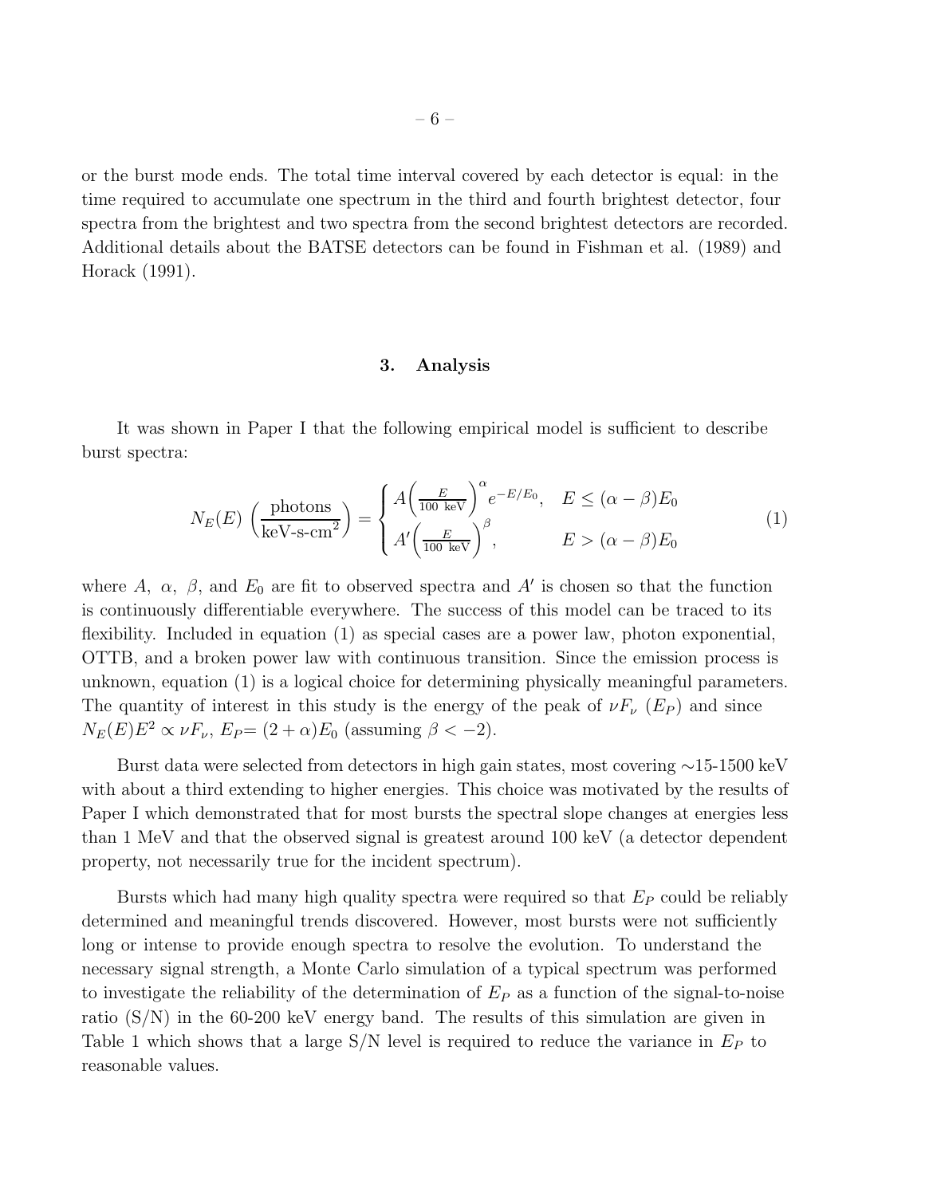or the burst mode ends. The total time interval covered by each detector is equal: in the time required to accumulate one spectrum in the third and fourth brightest detector, four spectra from the brightest and two spectra from the second brightest detectors are recorded. Additional details about the BATSE detectors can be found in Fishman et al. (1989) and Horack (1991).

## 3. Analysis

It was shown in Paper I that the following empirical model is sufficient to describe burst spectra:

$$N_E(E)\ \left(\frac{\text{photons}}{\text{keV-s-cm}^2}\right) = \begin{cases} A\left(\frac{E}{100\ \text{keV}}\right)^{\alpha} e^{-E/E_0}, & E \leq (\alpha-\beta)E_0 \\ A'\left(\frac{E}{100\ \text{keV}}\right)^{\beta}, & E > (\alpha-\beta)E_0 \end{cases} \tag{1}$$

where $A,\ \alpha,\ \beta$, and $E_0$ are fit to observed spectra and $A'$ is chosen so that the function is continuously differentiable everywhere. The success of this model can be traced to its flexibility. Included in equation (1) as special cases are a power law, photon exponential, OTTB, and a broken power law with continuous transition. Since the emission process is unknown, equation (1) is a logical choice for determining physically meaningful parameters. The quantity of interest in this study is the energy of the peak of $\nu F_\nu$ ($E_P$) and since $N_E(E)E^2 \propto \nu F_\nu$, $E_P = (2+\alpha)E_0$ (assuming $\beta < -2$).

Burst data were selected from detectors in high gain states, most covering ∼15-1500 keV with about a third extending to higher energies. This choice was motivated by the results of Paper I which demonstrated that for most bursts the spectral slope changes at energies less than 1 MeV and that the observed signal is greatest around 100 keV (a detector dependent property, not necessarily true for the incident spectrum).

Bursts which had many high quality spectra were required so that $E_P$ could be reliably determined and meaningful trends discovered. However, most bursts were not sufficiently long or intense to provide enough spectra to resolve the evolution. To understand the necessary signal strength, a Monte Carlo simulation of a typical spectrum was performed to investigate the reliability of the determination of $E_P$ as a function of the signal-to-noise ratio (S/N) in the 60-200 keV energy band. The results of this simulation are given in Table 1 which shows that a large S/N level is required to reduce the variance in $E_P$ to reasonable values.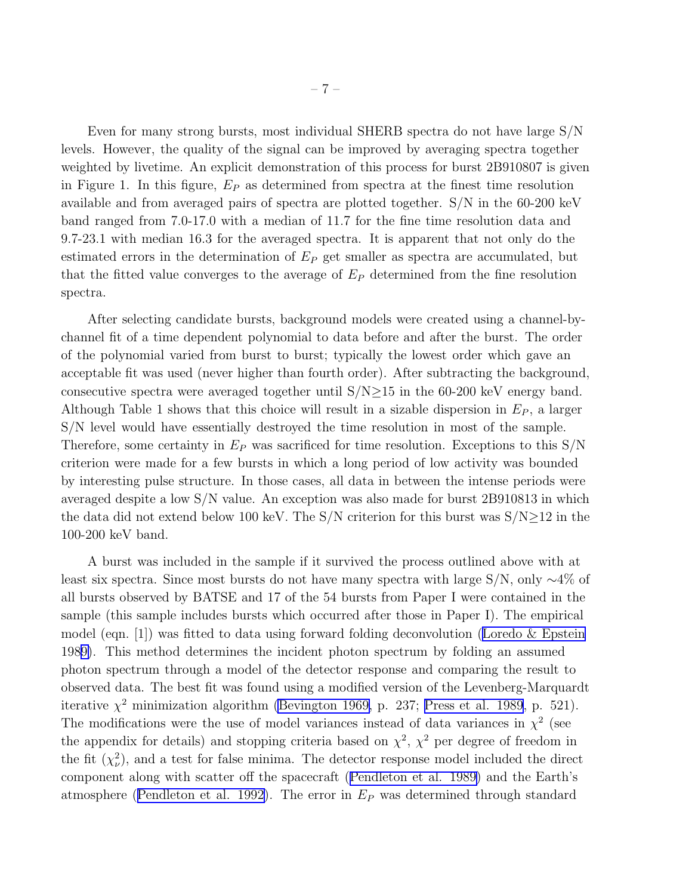Even for many strong bursts, most individual SHERB spectra do not have large S/N levels. However, the quality of the signal can be improved by averaging spectra together weighted by livetime. An explicit demonstration of this process for burst 2B910807 is given in Figure 1. In this figure, $E_P$ as determined from spectra at the finest time resolution available and from averaged pairs of spectra are plotted together. S/N in the 60-200 keV band ranged from 7.0-17.0 with a median of 11.7 for the fine time resolution data and 9.7-23.1 with median 16.3 for the averaged spectra. It is apparent that not only do the estimated errors in the determination of $E_P$ get smaller as spectra are accumulated, but that the fitted value converges to the average of $E_P$ determined from the fine resolution spectra.

After selecting candidate bursts, background models were created using a channel-by-channel fit of a time dependent polynomial to data before and after the burst. The order of the polynomial varied from burst to burst; typically the lowest order which gave an acceptable fit was used (never higher than fourth order). After subtracting the background, consecutive spectra were averaged together until S/N≥15 in the 60-200 keV energy band. Although Table 1 shows that this choice will result in a sizable dispersion in $E_P$, a larger S/N level would have essentially destroyed the time resolution in most of the sample. Therefore, some certainty in $E_P$ was sacrificed for time resolution. Exceptions to this S/N criterion were made for a few bursts in which a long period of low activity was bounded by interesting pulse structure. In those cases, all data in between the intense periods were averaged despite a low S/N value. An exception was also made for burst 2B910813 in which the data did not extend below 100 keV. The S/N criterion for this burst was S/N≥12 in the 100-200 keV band.

A burst was included in the sample if it survived the process outlined above with at least six spectra. Since most bursts do not have many spectra with large S/N, only ∼4% of all bursts observed by BATSE and 17 of the 54 bursts from Paper I were contained in the sample (this sample includes bursts which occurred after those in Paper I). The empirical model (eqn. [1]) was fitted to data using forward folding deconvolution (Loredo & Epstein 1989). This method determines the incident photon spectrum by folding an assumed photon spectrum through a model of the detector response and comparing the result to observed data. The best fit was found using a modified version of the Levenberg-Marquardt iterative $\chi^2$ minimization algorithm (Bevington 1969, p. 237; Press et al. 1989, p. 521). The modifications were the use of model variances instead of data variances in $\chi^2$ (see the appendix for details) and stopping criteria based on $\chi^2$, $\chi^2$ per degree of freedom in the fit ($\chi^2_\nu$), and a test for false minima. The detector response model included the direct component along with scatter off the spacecraft (Pendleton et al. 1989) and the Earth's atmosphere (Pendleton et al. 1992). The error in $E_P$ was determined through standard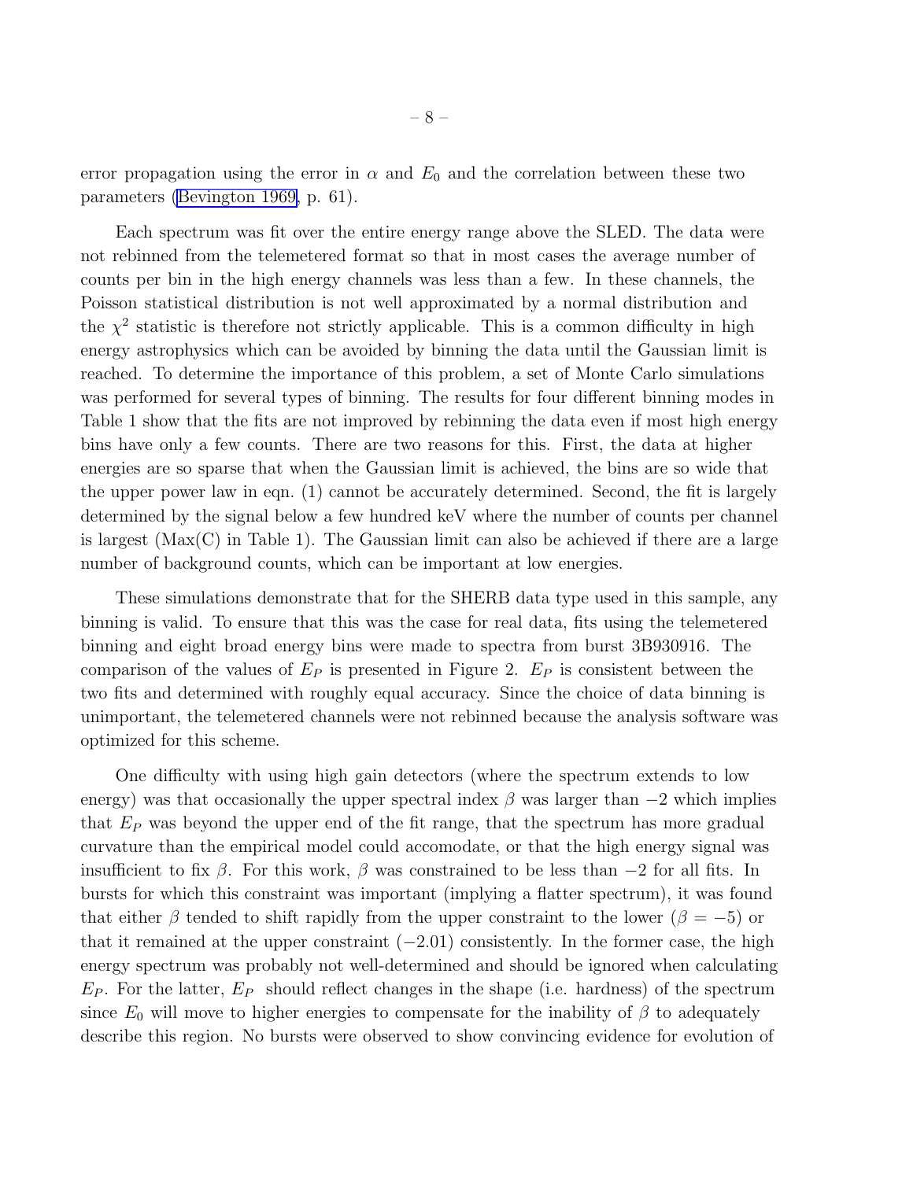error propagation using the error in $\alpha$ and $E_0$ and the correlation between these two parameters (Bevington 1969, p. 61).

Each spectrum was fit over the entire energy range above the SLED. The data were not rebinned from the telemetered format so that in most cases the average number of counts per bin in the high energy channels was less than a few. In these channels, the Poisson statistical distribution is not well approximated by a normal distribution and the $\chi^2$ statistic is therefore not strictly applicable. This is a common difficulty in high energy astrophysics which can be avoided by binning the data until the Gaussian limit is reached. To determine the importance of this problem, a set of Monte Carlo simulations was performed for several types of binning. The results for four different binning modes in Table 1 show that the fits are not improved by rebinning the data even if most high energy bins have only a few counts. There are two reasons for this. First, the data at higher energies are so sparse that when the Gaussian limit is achieved, the bins are so wide that the upper power law in eqn. (1) cannot be accurately determined. Second, the fit is largely determined by the signal below a few hundred keV where the number of counts per channel is largest (Max(C) in Table 1). The Gaussian limit can also be achieved if there are a large number of background counts, which can be important at low energies.

These simulations demonstrate that for the SHERB data type used in this sample, any binning is valid. To ensure that this was the case for real data, fits using the telemetered binning and eight broad energy bins were made to spectra from burst 3B930916. The comparison of the values of $E_P$ is presented in Figure 2. $E_P$ is consistent between the two fits and determined with roughly equal accuracy. Since the choice of data binning is unimportant, the telemetered channels were not rebinned because the analysis software was optimized for this scheme.

One difficulty with using high gain detectors (where the spectrum extends to low energy) was that occasionally the upper spectral index $\beta$ was larger than $-2$ which implies that $E_P$ was beyond the upper end of the fit range, that the spectrum has more gradual curvature than the empirical model could accomodate, or that the high energy signal was insufficient to fix $\beta$. For this work, $\beta$ was constrained to be less than $-2$ for all fits. In bursts for which this constraint was important (implying a flatter spectrum), it was found that either $\beta$ tended to shift rapidly from the upper constraint to the lower ($\beta = -5$) or that it remained at the upper constraint ($-2.01$) consistently. In the former case, the high energy spectrum was probably not well-determined and should be ignored when calculating $E_P$. For the latter, $E_P$ should reflect changes in the shape (i.e. hardness) of the spectrum since $E_0$ will move to higher energies to compensate for the inability of $\beta$ to adequately describe this region. No bursts were observed to show convincing evidence for evolution of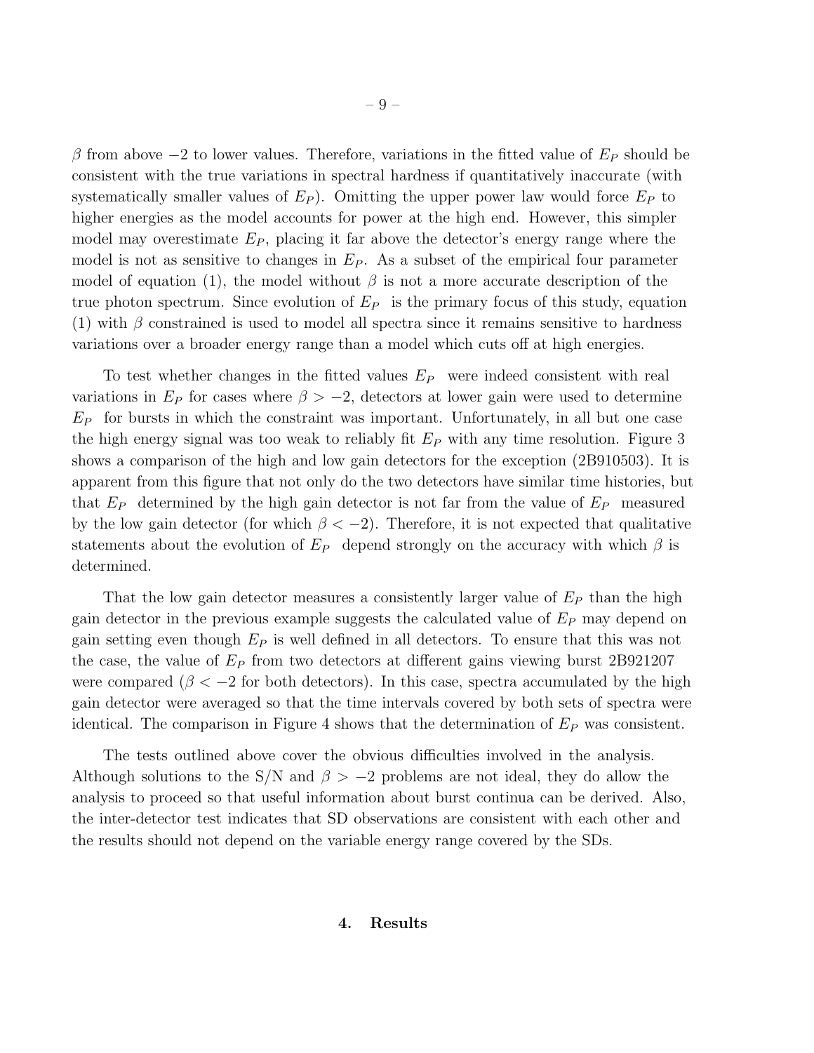$\beta$ from above $-2$ to lower values. Therefore, variations in the fitted value of $E_P$ should be consistent with the true variations in spectral hardness if quantitatively inaccurate (with systematically smaller values of $E_P$). Omitting the upper power law would force $E_P$ to higher energies as the model accounts for power at the high end. However, this simpler model may overestimate $E_P$, placing it far above the detector's energy range where the model is not as sensitive to changes in $E_P$. As a subset of the empirical four parameter model of equation (1), the model without $\beta$ is not a more accurate description of the true photon spectrum. Since evolution of $E_P$ is the primary focus of this study, equation (1) with $\beta$ constrained is used to model all spectra since it remains sensitive to hardness variations over a broader energy range than a model which cuts off at high energies.

To test whether changes in the fitted values $E_P$ were indeed consistent with real variations in $E_P$ for cases where $\beta > -2$, detectors at lower gain were used to determine $E_P$ for bursts in which the constraint was important. Unfortunately, in all but one case the high energy signal was too weak to reliably fit $E_P$ with any time resolution. Figure 3 shows a comparison of the high and low gain detectors for the exception (2B910503). It is apparent from this figure that not only do the two detectors have similar time histories, but that $E_P$ determined by the high gain detector is not far from the value of $E_P$ measured by the low gain detector (for which $\beta < -2$). Therefore, it is not expected that qualitative statements about the evolution of $E_P$ depend strongly on the accuracy with which $\beta$ is determined.

That the low gain detector measures a consistently larger value of $E_P$ than the high gain detector in the previous example suggests the calculated value of $E_P$ may depend on gain setting even though $E_P$ is well defined in all detectors. To ensure that this was not the case, the value of $E_P$ from two detectors at different gains viewing burst 2B921207 were compared ($\beta < -2$ for both detectors). In this case, spectra accumulated by the high gain detector were averaged so that the time intervals covered by both sets of spectra were identical. The comparison in Figure 4 shows that the determination of $E_P$ was consistent.

The tests outlined above cover the obvious difficulties involved in the analysis. Although solutions to the S/N and $\beta > -2$ problems are not ideal, they do allow the analysis to proceed so that useful information about burst continua can be derived. Also, the inter-detector test indicates that SD observations are consistent with each other and the results should not depend on the variable energy range covered by the SDs.

## 4. Results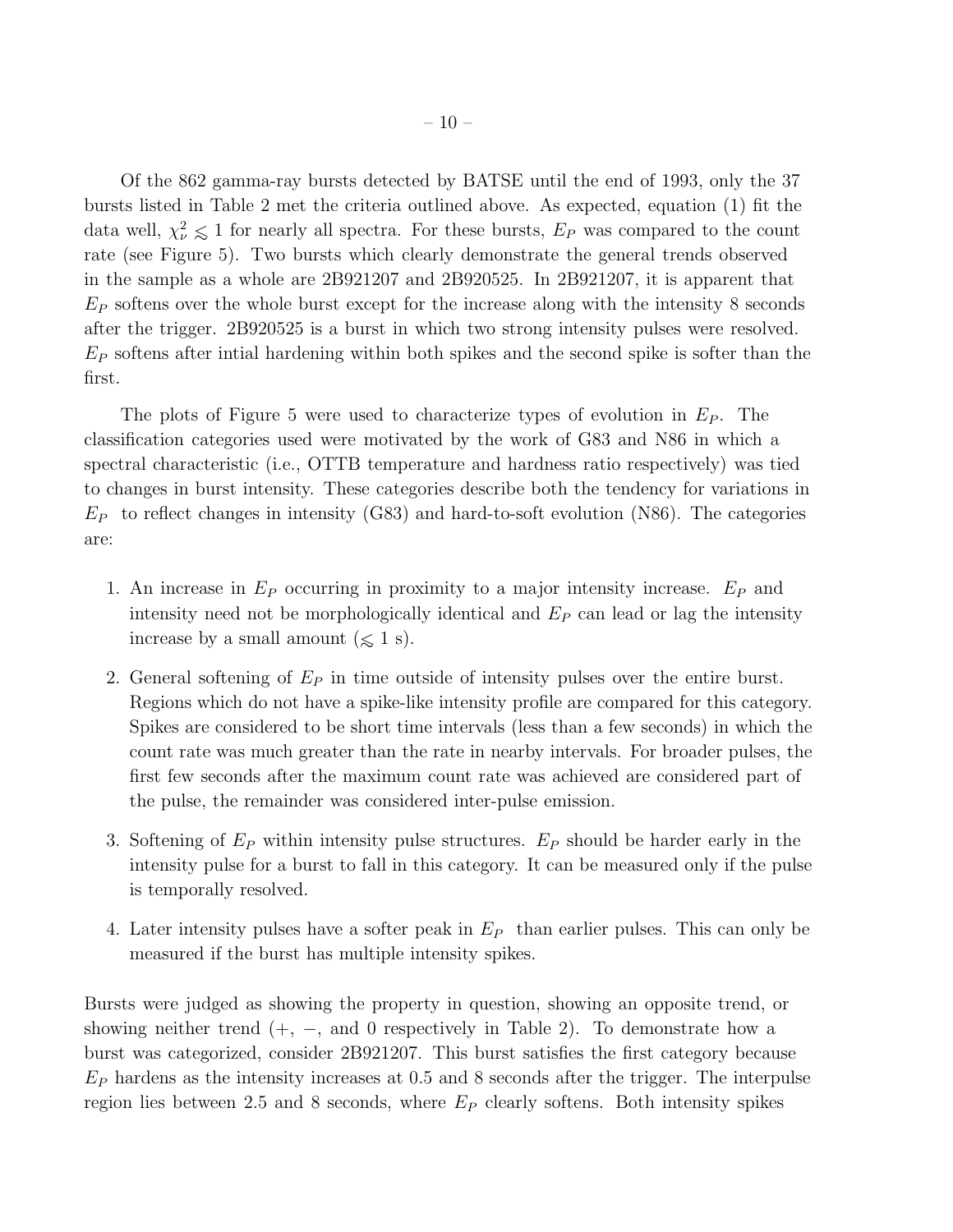Of the 862 gamma-ray bursts detected by BATSE until the end of 1993, only the 37 bursts listed in Table 2 met the criteria outlined above. As expected, equation (1) fit the data well, $\chi^2_\nu \lesssim 1$ for nearly all spectra. For these bursts, $E_P$ was compared to the count rate (see Figure 5). Two bursts which clearly demonstrate the general trends observed in the sample as a whole are 2B921207 and 2B920525. In 2B921207, it is apparent that $E_P$ softens over the whole burst except for the increase along with the intensity 8 seconds after the trigger. 2B920525 is a burst in which two strong intensity pulses were resolved. $E_P$ softens after intial hardening within both spikes and the second spike is softer than the first.

The plots of Figure 5 were used to characterize types of evolution in $E_P$. The classification categories used were motivated by the work of G83 and N86 in which a spectral characteristic (i.e., OTTB temperature and hardness ratio respectively) was tied to changes in burst intensity. These categories describe both the tendency for variations in $E_P$ to reflect changes in intensity (G83) and hard-to-soft evolution (N86). The categories are:

1. An increase in $E_P$ occurring in proximity to a major intensity increase. $E_P$ and intensity need not be morphologically identical and $E_P$ can lead or lag the intensity increase by a small amount ($\lesssim$ 1 s).
2. General softening of $E_P$ in time outside of intensity pulses over the entire burst. Regions which do not have a spike-like intensity profile are compared for this category. Spikes are considered to be short time intervals (less than a few seconds) in which the count rate was much greater than the rate in nearby intervals. For broader pulses, the first few seconds after the maximum count rate was achieved are considered part of the pulse, the remainder was considered inter-pulse emission.
3. Softening of $E_P$ within intensity pulse structures. $E_P$ should be harder early in the intensity pulse for a burst to fall in this category. It can be measured only if the pulse is temporally resolved.
4. Later intensity pulses have a softer peak in $E_P$ than earlier pulses. This can only be measured if the burst has multiple intensity spikes.

Bursts were judged as showing the property in question, showing an opposite trend, or showing neither trend (+, $-$, and 0 respectively in Table 2). To demonstrate how a burst was categorized, consider 2B921207. This burst satisfies the first category because $E_P$ hardens as the intensity increases at 0.5 and 8 seconds after the trigger. The interpulse region lies between 2.5 and 8 seconds, where $E_P$ clearly softens. Both intensity spikes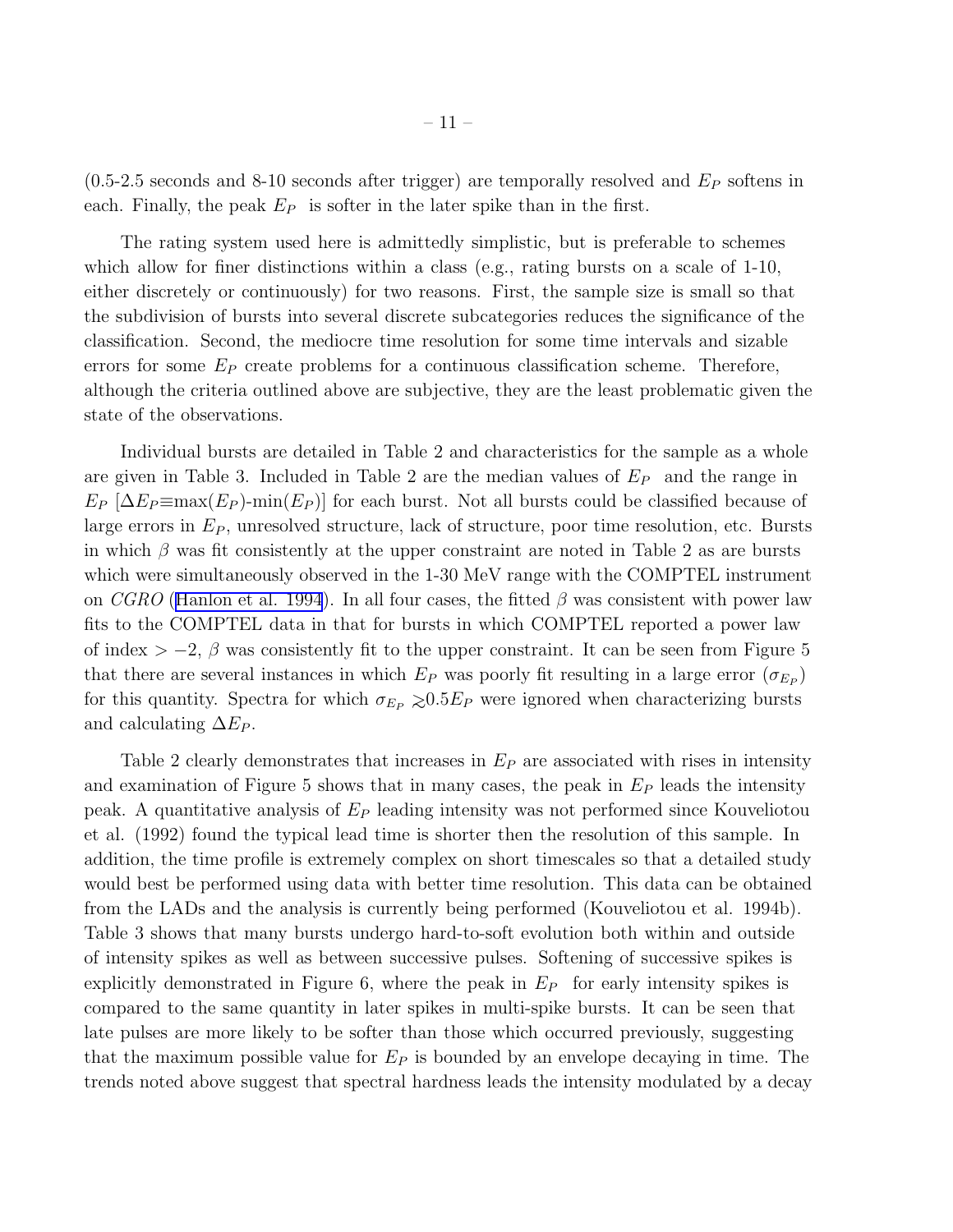(0.5-2.5 seconds and 8-10 seconds after trigger) are temporally resolved and $E_P$ softens in each. Finally, the peak $E_P$ is softer in the later spike than in the first.

The rating system used here is admittedly simplistic, but is preferable to schemes which allow for finer distinctions within a class (e.g., rating bursts on a scale of 1-10, either discretely or continuously) for two reasons. First, the sample size is small so that the subdivision of bursts into several discrete subcategories reduces the significance of the classification. Second, the mediocre time resolution for some time intervals and sizable errors for some $E_P$ create problems for a continuous classification scheme. Therefore, although the criteria outlined above are subjective, they are the least problematic given the state of the observations.

Individual bursts are detailed in Table 2 and characteristics for the sample as a whole are given in Table 3. Included in Table 2 are the median values of $E_P$ and the range in $E_P$ [$\Delta E_P \equiv \max(E_P)$-$\min(E_P)$] for each burst. Not all bursts could be classified because of large errors in $E_P$, unresolved structure, lack of structure, poor time resolution, etc. Bursts in which $\beta$ was fit consistently at the upper constraint are noted in Table 2 as are bursts which were simultaneously observed in the 1-30 MeV range with the COMPTEL instrument on *CGRO* (Hanlon et al. 1994). In all four cases, the fitted $\beta$ was consistent with power law fits to the COMPTEL data in that for bursts in which COMPTEL reported a power law of index $> -2$, $\beta$ was consistently fit to the upper constraint. It can be seen from Figure 5 that there are several instances in which $E_P$ was poorly fit resulting in a large error ($\sigma_{E_P}$) for this quantity. Spectra for which $\sigma_{E_P} \gtrsim 0.5 E_P$ were ignored when characterizing bursts and calculating $\Delta E_P$.

Table 2 clearly demonstrates that increases in $E_P$ are associated with rises in intensity and examination of Figure 5 shows that in many cases, the peak in $E_P$ leads the intensity peak. A quantitative analysis of $E_P$ leading intensity was not performed since Kouveliotou et al. (1992) found the typical lead time is shorter then the resolution of this sample. In addition, the time profile is extremely complex on short timescales so that a detailed study would best be performed using data with better time resolution. This data can be obtained from the LADs and the analysis is currently being performed (Kouveliotou et al. 1994b). Table 3 shows that many bursts undergo hard-to-soft evolution both within and outside of intensity spikes as well as between successive pulses. Softening of successive spikes is explicitly demonstrated in Figure 6, where the peak in $E_P$ for early intensity spikes is compared to the same quantity in later spikes in multi-spike bursts. It can be seen that late pulses are more likely to be softer than those which occurred previously, suggesting that the maximum possible value for $E_P$ is bounded by an envelope decaying in time. The trends noted above suggest that spectral hardness leads the intensity modulated by a decay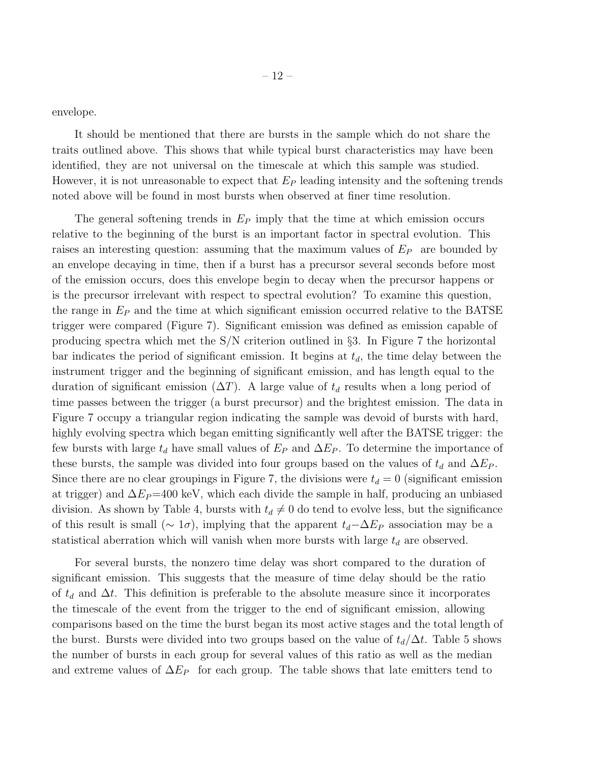envelope.

It should be mentioned that there are bursts in the sample which do not share the traits outlined above. This shows that while typical burst characteristics may have been identified, they are not universal on the timescale at which this sample was studied. However, it is not unreasonable to expect that $E_P$ leading intensity and the softening trends noted above will be found in most bursts when observed at finer time resolution.

The general softening trends in $E_P$ imply that the time at which emission occurs relative to the beginning of the burst is an important factor in spectral evolution. This raises an interesting question: assuming that the maximum values of $E_P$ are bounded by an envelope decaying in time, then if a burst has a precursor several seconds before most of the emission occurs, does this envelope begin to decay when the precursor happens or is the precursor irrelevant with respect to spectral evolution? To examine this question, the range in $E_P$ and the time at which significant emission occurred relative to the BATSE trigger were compared (Figure 7). Significant emission was defined as emission capable of producing spectra which met the S/N criterion outlined in §3. In Figure 7 the horizontal bar indicates the period of significant emission. It begins at $t_d$, the time delay between the instrument trigger and the beginning of significant emission, and has length equal to the duration of significant emission ($\Delta T$). A large value of $t_d$ results when a long period of time passes between the trigger (a burst precursor) and the brightest emission. The data in Figure 7 occupy a triangular region indicating the sample was devoid of bursts with hard, highly evolving spectra which began emitting significantly well after the BATSE trigger: the few bursts with large $t_d$ have small values of $E_P$ and $\Delta E_P$. To determine the importance of these bursts, the sample was divided into four groups based on the values of $t_d$ and $\Delta E_P$. Since there are no clear groupings in Figure 7, the divisions were $t_d = 0$ (significant emission at trigger) and $\Delta E_P$=400 keV, which each divide the sample in half, producing an unbiased division. As shown by Table 4, bursts with $t_d \neq 0$ do tend to evolve less, but the significance of this result is small ($\sim 1\sigma$), implying that the apparent $t_d$–$\Delta E_P$ association may be a statistical aberration which will vanish when more bursts with large $t_d$ are observed.

For several bursts, the nonzero time delay was short compared to the duration of significant emission. This suggests that the measure of time delay should be the ratio of $t_d$ and $\Delta t$. This definition is preferable to the absolute measure since it incorporates the timescale of the event from the trigger to the end of significant emission, allowing comparisons based on the time the burst began its most active stages and the total length of the burst. Bursts were divided into two groups based on the value of $t_d/\Delta t$. Table 5 shows the number of bursts in each group for several values of this ratio as well as the median and extreme values of $\Delta E_P$ for each group. The table shows that late emitters tend to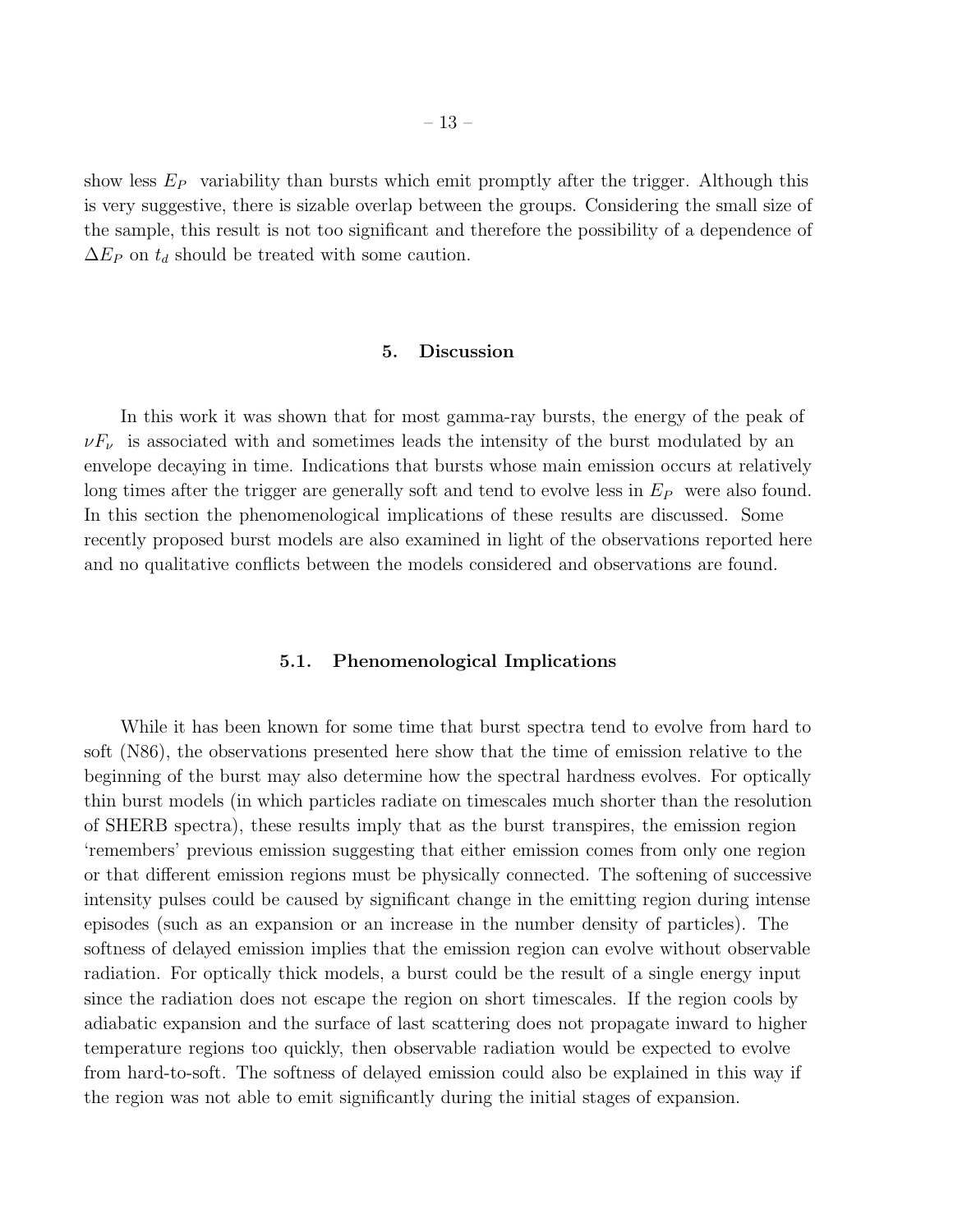show less $E_P$ variability than bursts which emit promptly after the trigger. Although this is very suggestive, there is sizable overlap between the groups. Considering the small size of the sample, this result is not too significant and therefore the possibility of a dependence of $\Delta E_P$ on $t_d$ should be treated with some caution.

## 5. Discussion

In this work it was shown that for most gamma-ray bursts, the energy of the peak of $\nu F_\nu$ is associated with and sometimes leads the intensity of the burst modulated by an envelope decaying in time. Indications that bursts whose main emission occurs at relatively long times after the trigger are generally soft and tend to evolve less in $E_P$ were also found. In this section the phenomenological implications of these results are discussed. Some recently proposed burst models are also examined in light of the observations reported here and no qualitative conflicts between the models considered and observations are found.

### 5.1. Phenomenological Implications

While it has been known for some time that burst spectra tend to evolve from hard to soft (N86), the observations presented here show that the time of emission relative to the beginning of the burst may also determine how the spectral hardness evolves. For optically thin burst models (in which particles radiate on timescales much shorter than the resolution of SHERB spectra), these results imply that as the burst transpires, the emission region 'remembers' previous emission suggesting that either emission comes from only one region or that different emission regions must be physically connected. The softening of successive intensity pulses could be caused by significant change in the emitting region during intense episodes (such as an expansion or an increase in the number density of particles). The softness of delayed emission implies that the emission region can evolve without observable radiation. For optically thick models, a burst could be the result of a single energy input since the radiation does not escape the region on short timescales. If the region cools by adiabatic expansion and the surface of last scattering does not propagate inward to higher temperature regions too quickly, then observable radiation would be expected to evolve from hard-to-soft. The softness of delayed emission could also be explained in this way if the region was not able to emit significantly during the initial stages of expansion.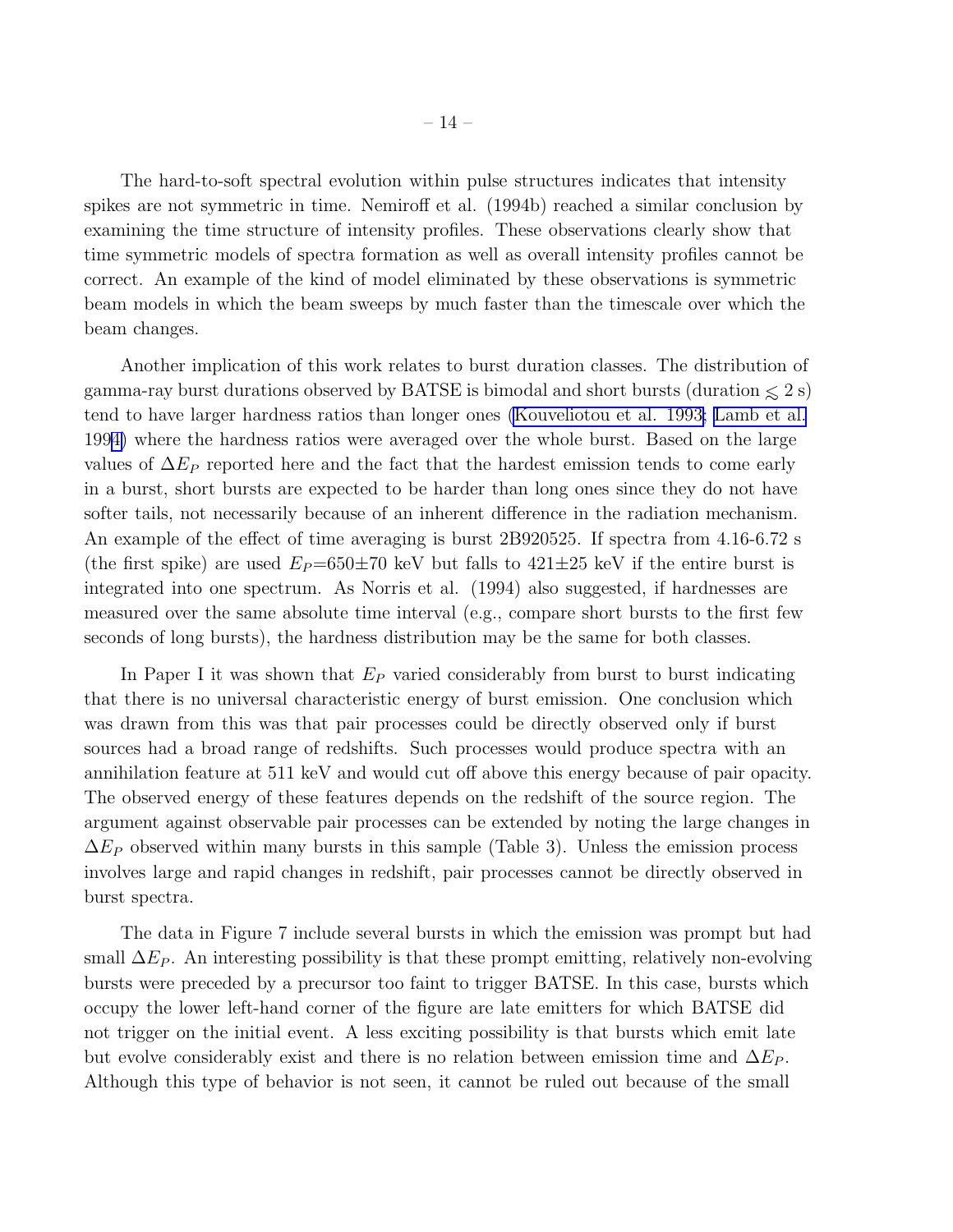The hard-to-soft spectral evolution within pulse structures indicates that intensity spikes are not symmetric in time. Nemiroff et al. (1994b) reached a similar conclusion by examining the time structure of intensity profiles. These observations clearly show that time symmetric models of spectra formation as well as overall intensity profiles cannot be correct. An example of the kind of model eliminated by these observations is symmetric beam models in which the beam sweeps by much faster than the timescale over which the beam changes.

Another implication of this work relates to burst duration classes. The distribution of gamma-ray burst durations observed by BATSE is bimodal and short bursts (duration $\lesssim 2$ s) tend to have larger hardness ratios than longer ones (Kouveliotou et al. 1993; Lamb et al. 1994) where the hardness ratios were averaged over the whole burst. Based on the large values of $\Delta E_P$ reported here and the fact that the hardest emission tends to come early in a burst, short bursts are expected to be harder than long ones since they do not have softer tails, not necessarily because of an inherent difference in the radiation mechanism. An example of the effect of time averaging is burst 2B920525. If spectra from 4.16-6.72 s (the first spike) are used $E_P$=650$\pm$70 keV but falls to 421$\pm$25 keV if the entire burst is integrated into one spectrum. As Norris et al. (1994) also suggested, if hardnesses are measured over the same absolute time interval (e.g., compare short bursts to the first few seconds of long bursts), the hardness distribution may be the same for both classes.

In Paper I it was shown that $E_P$ varied considerably from burst to burst indicating that there is no universal characteristic energy of burst emission. One conclusion which was drawn from this was that pair processes could be directly observed only if burst sources had a broad range of redshifts. Such processes would produce spectra with an annihilation feature at 511 keV and would cut off above this energy because of pair opacity. The observed energy of these features depends on the redshift of the source region. The argument against observable pair processes can be extended by noting the large changes in $\Delta E_P$ observed within many bursts in this sample (Table 3). Unless the emission process involves large and rapid changes in redshift, pair processes cannot be directly observed in burst spectra.

The data in Figure 7 include several bursts in which the emission was prompt but had small $\Delta E_P$. An interesting possibility is that these prompt emitting, relatively non-evolving bursts were preceded by a precursor too faint to trigger BATSE. In this case, bursts which occupy the lower left-hand corner of the figure are late emitters for which BATSE did not trigger on the initial event. A less exciting possibility is that bursts which emit late but evolve considerably exist and there is no relation between emission time and $\Delta E_P$. Although this type of behavior is not seen, it cannot be ruled out because of the small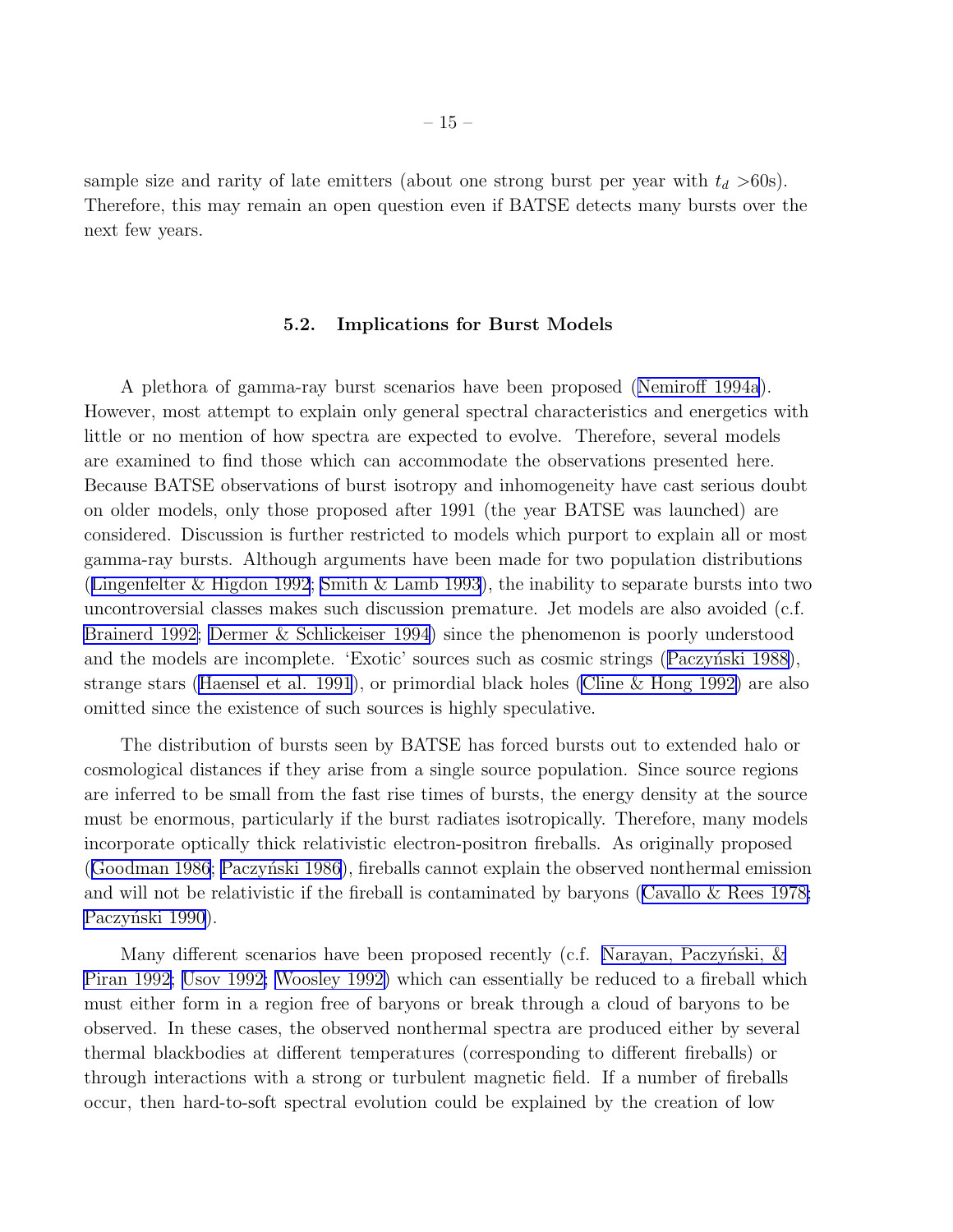sample size and rarity of late emitters (about one strong burst per year with $t_d$ >60s). Therefore, this may remain an open question even if BATSE detects many bursts over the next few years.

### 5.2. Implications for Burst Models

A plethora of gamma-ray burst scenarios have been proposed (Nemiroff 1994a). However, most attempt to explain only general spectral characteristics and energetics with little or no mention of how spectra are expected to evolve. Therefore, several models are examined to find those which can accommodate the observations presented here. Because BATSE observations of burst isotropy and inhomogeneity have cast serious doubt on older models, only those proposed after 1991 (the year BATSE was launched) are considered. Discussion is further restricted to models which purport to explain all or most gamma-ray bursts. Although arguments have been made for two population distributions (Lingenfelter & Higdon 1992; Smith & Lamb 1993), the inability to separate bursts into two uncontroversial classes makes such discussion premature. Jet models are also avoided (c.f. Brainerd 1992; Dermer & Schlickeiser 1994) since the phenomenon is poorly understood and the models are incomplete. 'Exotic' sources such as cosmic strings (Paczyński 1988), strange stars (Haensel et al. 1991), or primordial black holes (Cline & Hong 1992) are also omitted since the existence of such sources is highly speculative.

The distribution of bursts seen by BATSE has forced bursts out to extended halo or cosmological distances if they arise from a single source population. Since source regions are inferred to be small from the fast rise times of bursts, the energy density at the source must be enormous, particularly if the burst radiates isotropically. Therefore, many models incorporate optically thick relativistic electron-positron fireballs. As originally proposed (Goodman 1986; Paczyński 1986), fireballs cannot explain the observed nonthermal emission and will not be relativistic if the fireball is contaminated by baryons (Cavallo & Rees 1978; Paczyński 1990).

Many different scenarios have been proposed recently (c.f. Narayan, Paczyński, & Piran 1992; Usov 1992; Woosley 1992) which can essentially be reduced to a fireball which must either form in a region free of baryons or break through a cloud of baryons to be observed. In these cases, the observed nonthermal spectra are produced either by several thermal blackbodies at different temperatures (corresponding to different fireballs) or through interactions with a strong or turbulent magnetic field. If a number of fireballs occur, then hard-to-soft spectral evolution could be explained by the creation of low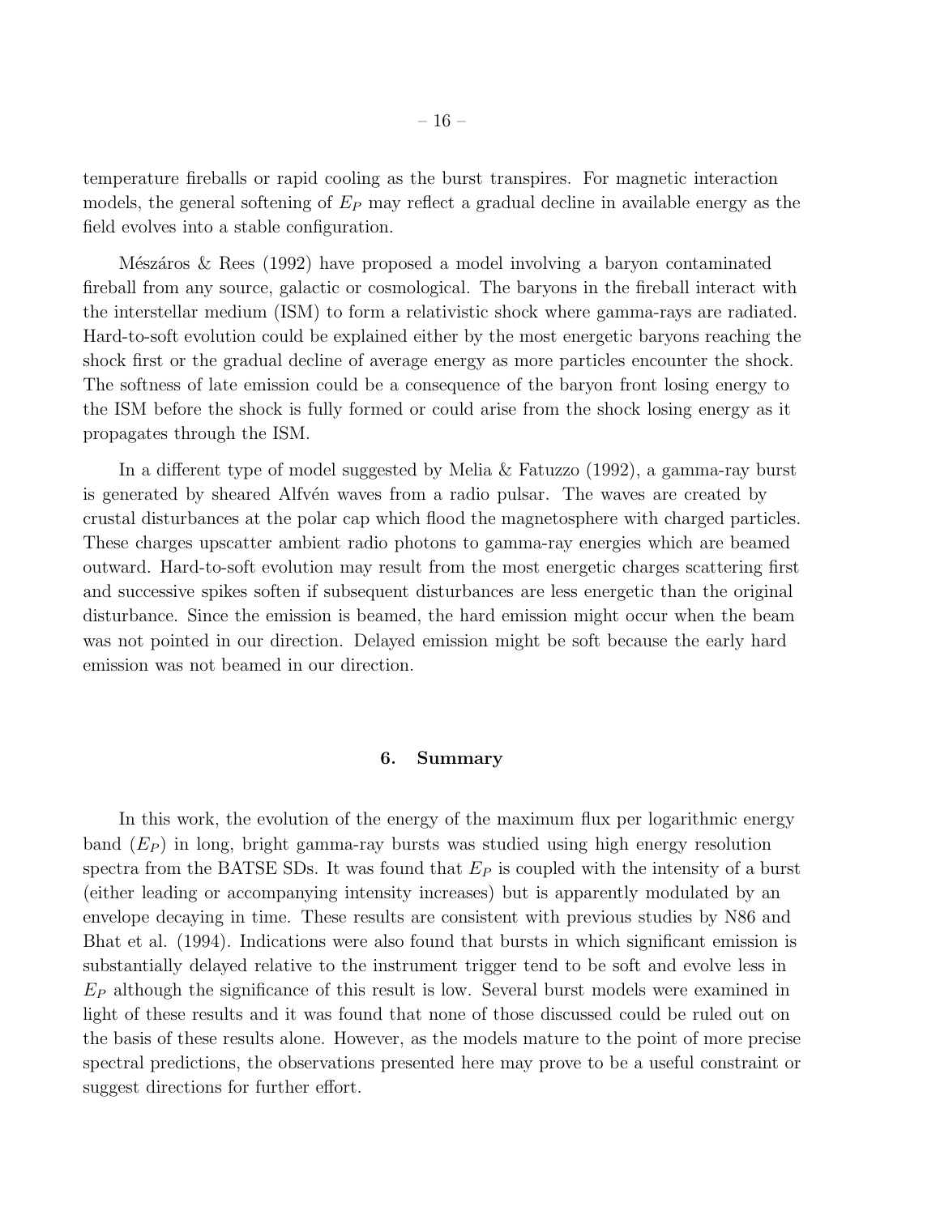temperature fireballs or rapid cooling as the burst transpires. For magnetic interaction models, the general softening of $E_P$ may reflect a gradual decline in available energy as the field evolves into a stable configuration.

Mészáros & Rees (1992) have proposed a model involving a baryon contaminated fireball from any source, galactic or cosmological. The baryons in the fireball interact with the interstellar medium (ISM) to form a relativistic shock where gamma-rays are radiated. Hard-to-soft evolution could be explained either by the most energetic baryons reaching the shock first or the gradual decline of average energy as more particles encounter the shock. The softness of late emission could be a consequence of the baryon front losing energy to the ISM before the shock is fully formed or could arise from the shock losing energy as it propagates through the ISM.

In a different type of model suggested by Melia & Fatuzzo (1992), a gamma-ray burst is generated by sheared Alfvén waves from a radio pulsar. The waves are created by crustal disturbances at the polar cap which flood the magnetosphere with charged particles. These charges upscatter ambient radio photons to gamma-ray energies which are beamed outward. Hard-to-soft evolution may result from the most energetic charges scattering first and successive spikes soften if subsequent disturbances are less energetic than the original disturbance. Since the emission is beamed, the hard emission might occur when the beam was not pointed in our direction. Delayed emission might be soft because the early hard emission was not beamed in our direction.

## 6. Summary

In this work, the evolution of the energy of the maximum flux per logarithmic energy band ($E_P$) in long, bright gamma-ray bursts was studied using high energy resolution spectra from the BATSE SDs. It was found that $E_P$ is coupled with the intensity of a burst (either leading or accompanying intensity increases) but is apparently modulated by an envelope decaying in time. These results are consistent with previous studies by N86 and Bhat et al. (1994). Indications were also found that bursts in which significant emission is substantially delayed relative to the instrument trigger tend to be soft and evolve less in $E_P$ although the significance of this result is low. Several burst models were examined in light of these results and it was found that none of those discussed could be ruled out on the basis of these results alone. However, as the models mature to the point of more precise spectral predictions, the observations presented here may prove to be a useful constraint or suggest directions for further effort.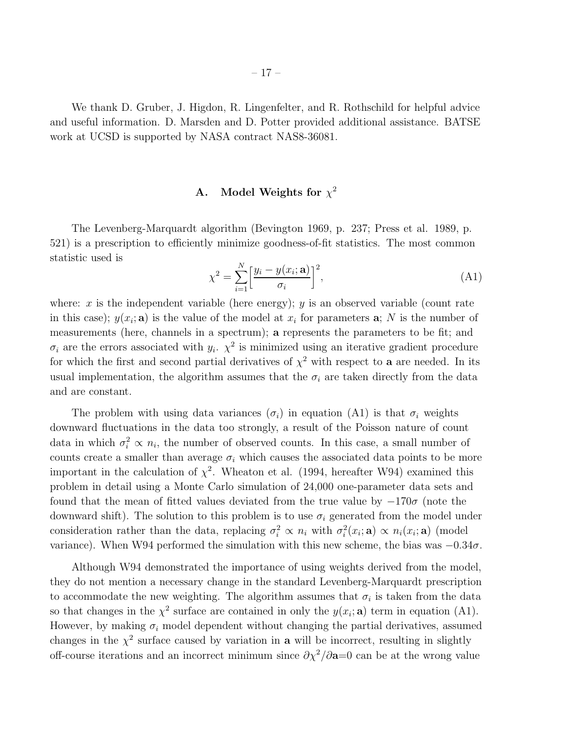We thank D. Gruber, J. Higdon, R. Lingenfelter, and R. Rothschild for helpful advice and useful information. D. Marsden and D. Potter provided additional assistance. BATSE work at UCSD is supported by NASA contract NAS8-36081.

## A. Model Weights for $\chi^2$

The Levenberg-Marquardt algorithm (Bevington 1969, p. 237; Press et al. 1989, p. 521) is a prescription to efficiently minimize goodness-of-fit statistics. The most common statistic used is

$$\chi^2 = \sum_{i=1}^{N} \left[ \frac{y_i - y(x_i; \mathbf{a})}{\sigma_i} \right]^2, \tag{A1}$$

where: $x$ is the independent variable (here energy); $y$ is an observed variable (count rate in this case); $y(x_i; \mathbf{a})$ is the value of the model at $x_i$ for parameters $\mathbf{a}$; $N$ is the number of measurements (here, channels in a spectrum); $\mathbf{a}$ represents the parameters to be fit; and $\sigma_i$ are the errors associated with $y_i$. $\chi^2$ is minimized using an iterative gradient procedure for which the first and second partial derivatives of $\chi^2$ with respect to $\mathbf{a}$ are needed. In its usual implementation, the algorithm assumes that the $\sigma_i$ are taken directly from the data and are constant.

The problem with using data variances ($\sigma_i$) in equation (A1) is that $\sigma_i$ weights downward fluctuations in the data too strongly, a result of the Poisson nature of count data in which $\sigma_i^2 \propto n_i$, the number of observed counts. In this case, a small number of counts create a smaller than average $\sigma_i$ which causes the associated data points to be more important in the calculation of $\chi^2$. Wheaton et al. (1994, hereafter W94) examined this problem in detail using a Monte Carlo simulation of 24,000 one-parameter data sets and found that the mean of fitted values deviated from the true value by $-170\sigma$ (note the downward shift). The solution to this problem is to use $\sigma_i$ generated from the model under consideration rather than the data, replacing $\sigma_i^2 \propto n_i$ with $\sigma_i^2(x_i; \mathbf{a}) \propto n_i(x_i; \mathbf{a})$ (model variance). When W94 performed the simulation with this new scheme, the bias was $-0.34\sigma$.

Although W94 demonstrated the importance of using weights derived from the model, they do not mention a necessary change in the standard Levenberg-Marquardt prescription to accommodate the new weighting. The algorithm assumes that $\sigma_i$ is taken from the data so that changes in the $\chi^2$ surface are contained in only the $y(x_i; \mathbf{a})$ term in equation (A1). However, by making $\sigma_i$ model dependent without changing the partial derivatives, assumed changes in the $\chi^2$ surface caused by variation in $\mathbf{a}$ will be incorrect, resulting in slightly off-course iterations and an incorrect minimum since $\partial\chi^2/\partial\mathbf{a}$=0 can be at the wrong value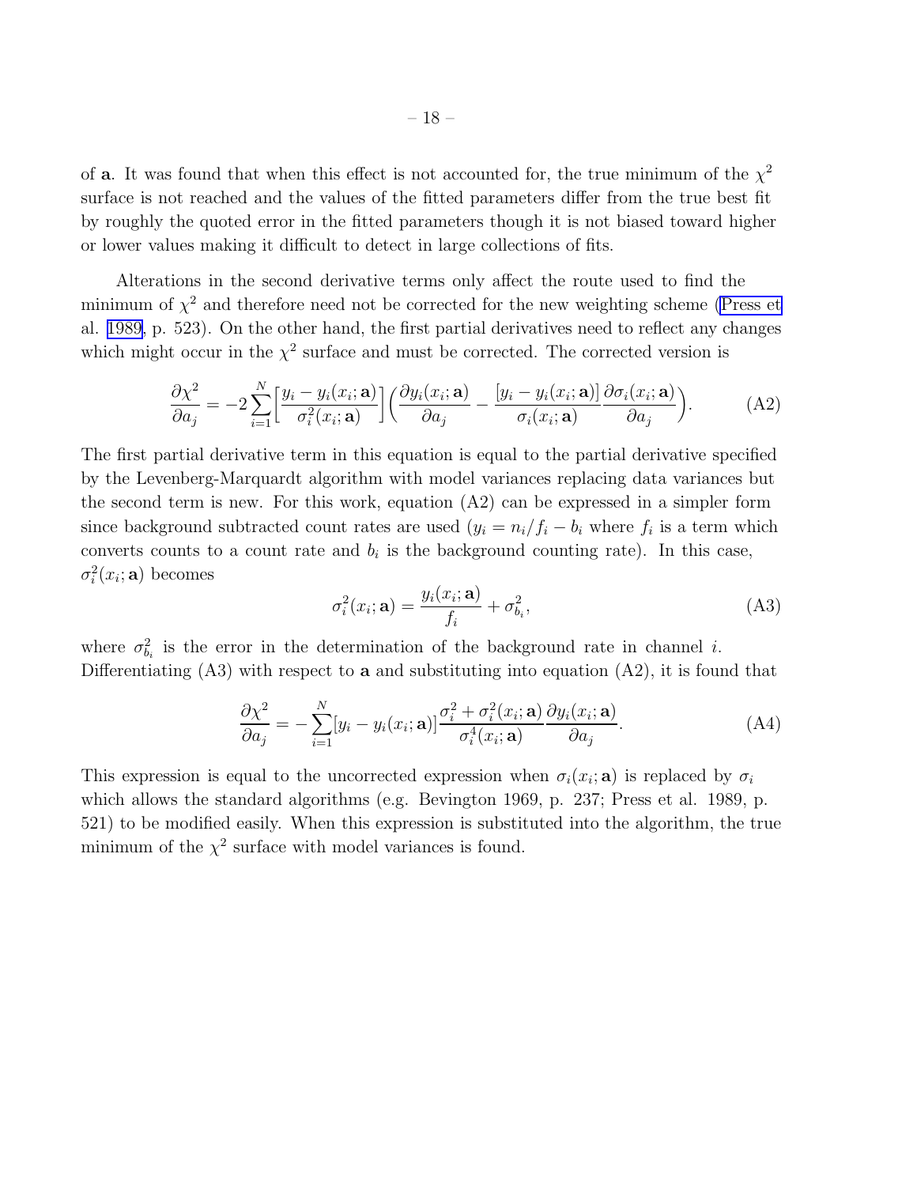of **a**. It was found that when this effect is not accounted for, the true minimum of the $\chi^2$ surface is not reached and the values of the fitted parameters differ from the true best fit by roughly the quoted error in the fitted parameters though it is not biased toward higher or lower values making it difficult to detect in large collections of fits.

Alterations in the second derivative terms only affect the route used to find the minimum of $\chi^2$ and therefore need not be corrected for the new weighting scheme (Press et al. 1989, p. 523). On the other hand, the first partial derivatives need to reflect any changes which might occur in the $\chi^2$ surface and must be corrected. The corrected version is

$$\frac{\partial \chi^2}{\partial a_j} = -2 \sum_{i=1}^{N} \left[ \frac{y_i - y_i(x_i; \mathbf{a})}{\sigma_i^2(x_i; \mathbf{a})} \right] \left( \frac{\partial y_i(x_i; \mathbf{a})}{\partial a_j} - \frac{[y_i - y_i(x_i; \mathbf{a})]}{\sigma_i(x_i; \mathbf{a})} \frac{\partial \sigma_i(x_i; \mathbf{a})}{\partial a_j} \right). \tag{A2}$$

The first partial derivative term in this equation is equal to the partial derivative specified by the Levenberg-Marquardt algorithm with model variances replacing data variances but the second term is new. For this work, equation (A2) can be expressed in a simpler form since background subtracted count rates are used ($y_i = n_i/f_i - b_i$ where $f_i$ is a term which converts counts to a count rate and $b_i$ is the background counting rate). In this case, $\sigma_i^2(x_i; \mathbf{a})$ becomes

$$\sigma_i^2(x_i; \mathbf{a}) = \frac{y_i(x_i; \mathbf{a})}{f_i} + \sigma_{b_i}^2, \tag{A3}$$

where $\sigma_{b_i}^2$ is the error in the determination of the background rate in channel $i$. Differentiating (A3) with respect to **a** and substituting into equation (A2), it is found that

$$\frac{\partial \chi^2}{\partial a_j} = -\sum_{i=1}^{N} [y_i - y_i(x_i; \mathbf{a})] \frac{\sigma_i^2 + \sigma_i^2(x_i; \mathbf{a})}{\sigma_i^4(x_i; \mathbf{a})} \frac{\partial y_i(x_i; \mathbf{a})}{\partial a_j}. \tag{A4}$$

This expression is equal to the uncorrected expression when $\sigma_i(x_i; \mathbf{a})$ is replaced by $\sigma_i$ which allows the standard algorithms (e.g. Bevington 1969, p. 237; Press et al. 1989, p. 521) to be modified easily. When this expression is substituted into the algorithm, the true minimum of the $\chi^2$ surface with model variances is found.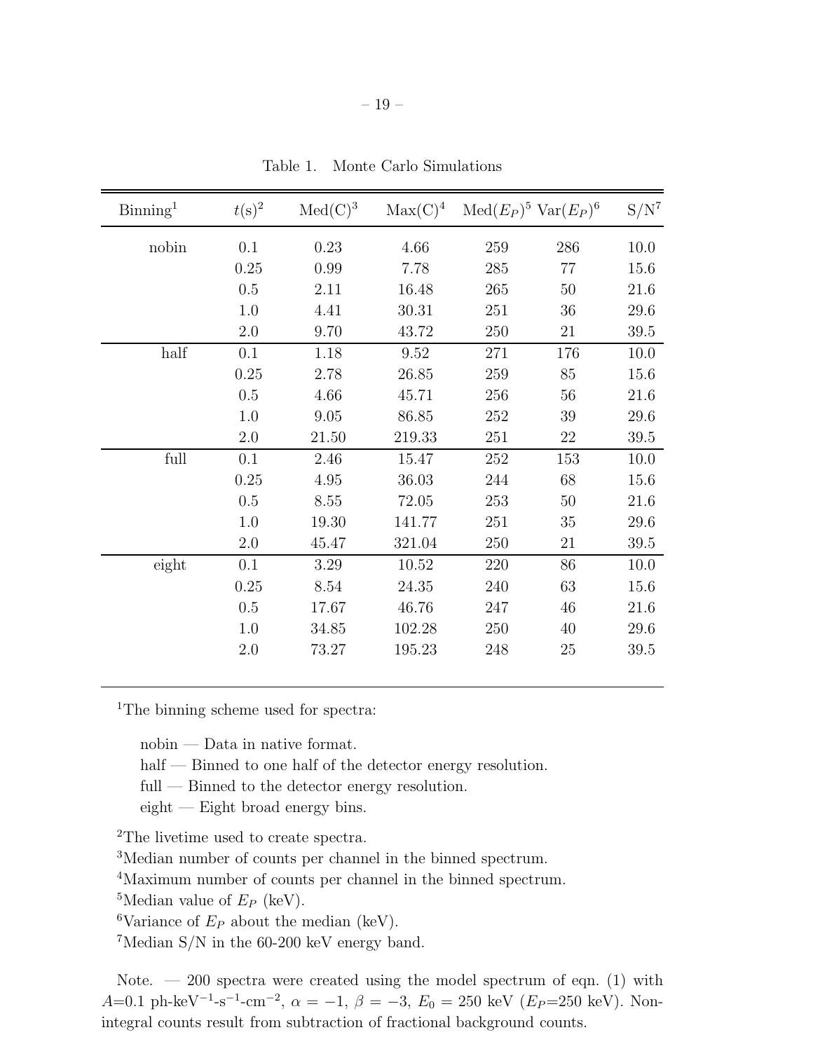Table 1. Monte Carlo Simulations

| Binning[1] | $t$(s)[2] | Med(C)[3] | Max(C)[4] | Med($E_P$)[5] | Var($E_P$)[6] | S/N[7] |
|---|---|---|---|---|---|---|
| nobin | 0.1 | 0.23 | 4.66 | 259 | 286 | 10.0 |
| | 0.25 | 0.99 | 7.78 | 285 | 77 | 15.6 |
| | 0.5 | 2.11 | 16.48 | 265 | 50 | 21.6 |
| | 1.0 | 4.41 | 30.31 | 251 | 36 | 29.6 |
| | 2.0 | 9.70 | 43.72 | 250 | 21 | 39.5 |
| half | 0.1 | 1.18 | 9.52 | 271 | 176 | 10.0 |
| | 0.25 | 2.78 | 26.85 | 259 | 85 | 15.6 |
| | 0.5 | 4.66 | 45.71 | 256 | 56 | 21.6 |
| | 1.0 | 9.05 | 86.85 | 252 | 39 | 29.6 |
| | 2.0 | 21.50 | 219.33 | 251 | 22 | 39.5 |
| full | 0.1 | 2.46 | 15.47 | 252 | 153 | 10.0 |
| | 0.25 | 4.95 | 36.03 | 244 | 68 | 15.6 |
| | 0.5 | 8.55 | 72.05 | 253 | 50 | 21.6 |
| | 1.0 | 19.30 | 141.77 | 251 | 35 | 29.6 |
| | 2.0 | 45.47 | 321.04 | 250 | 21 | 39.5 |
| eight | 0.1 | 3.29 | 10.52 | 220 | 86 | 10.0 |
| | 0.25 | 8.54 | 24.35 | 240 | 63 | 15.6 |
| | 0.5 | 17.67 | 46.76 | 247 | 46 | 21.6 |
| | 1.0 | 34.85 | 102.28 | 250 | 40 | 29.6 |
| | 2.0 | 73.27 | 195.23 | 248 | 25 | 39.5 |

[1]The binning scheme used for spectra:

- nobin — Data in native format.
- half — Binned to one half of the detector energy resolution.
- full — Binned to the detector energy resolution.
- eight — Eight broad energy bins.

[2]The livetime used to create spectra.

[3]Median number of counts per channel in the binned spectrum.

[4]Maximum number of counts per channel in the binned spectrum.

[5]Median value of $E_P$ (keV).

[6]Variance of $E_P$ about the median (keV).

[7]Median S/N in the 60-200 keV energy band.

Note. — 200 spectra were created using the model spectrum of eqn. (1) with $A$=0.1 ph-keV$^{-1}$-s$^{-1}$-cm$^{-2}$, $\alpha = -1$, $\beta = -3$, $E_0 = 250$ keV ($E_P$=250 keV). Non-integral counts result from subtraction of fractional background counts.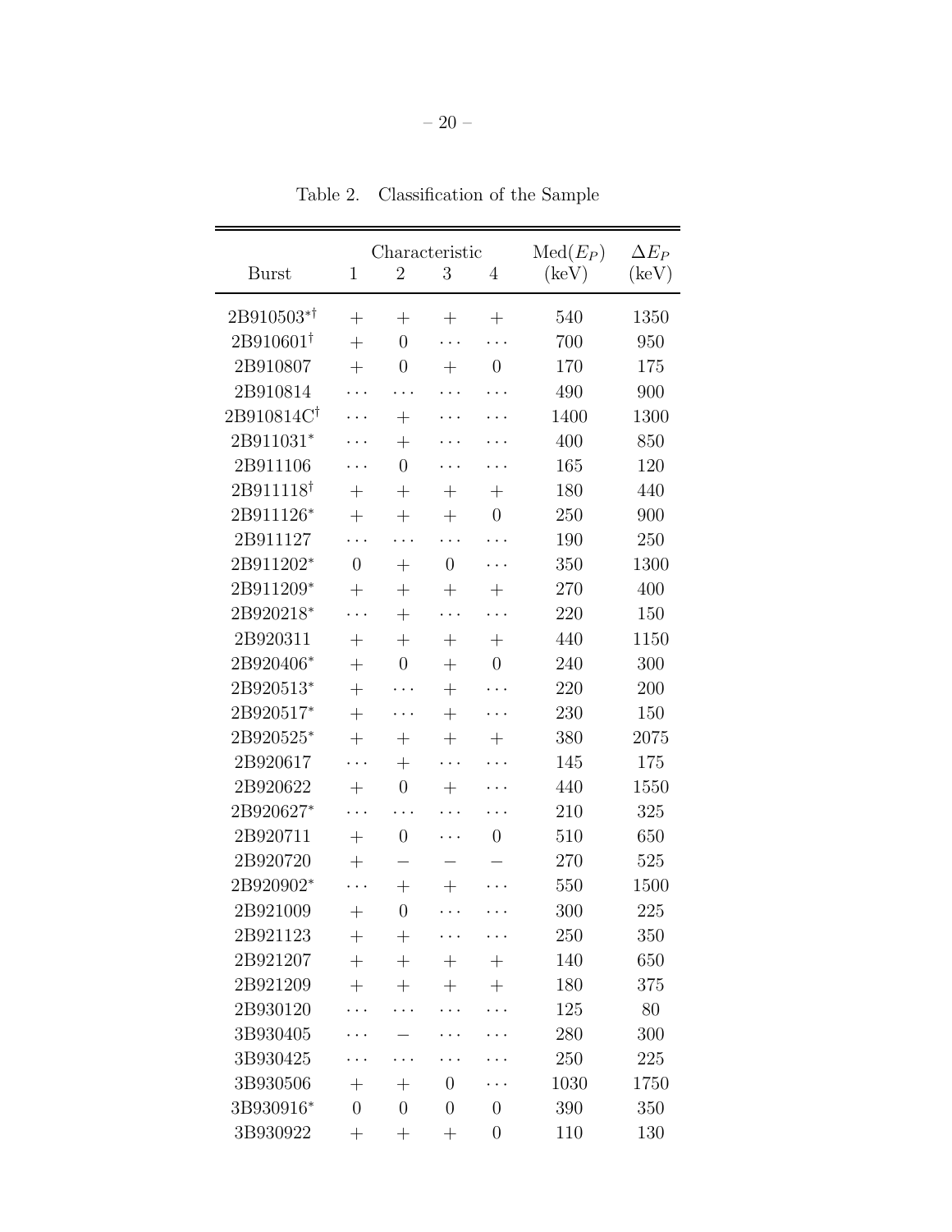Table 2. Classification of the Sample

| Burst | Characteristic 1 | 2 | 3 | 4 | Med($E_P$) (keV) | $\Delta E_P$ (keV) |
|---|---|---|---|---|---|---|
| 2B910503$^{*\dagger}$ | + | + | + | + | 540 | 1350 |
| 2B910601$^{\dagger}$ | + | 0 | ... | ... | 700 | 950 |
| 2B910807 | + | 0 | + | 0 | 170 | 175 |
| 2B910814 | ... | ... | ... | ... | 490 | 900 |
| 2B910814C$^{\dagger}$ | ... | + | ... | ... | 1400 | 1300 |
| 2B911031$^{*}$ | ... | + | ... | ... | 400 | 850 |
| 2B911106 | ... | 0 | ... | ... | 165 | 120 |
| 2B911118$^{\dagger}$ | + | + | + | + | 180 | 440 |
| 2B911126$^{*}$ | + | + | + | 0 | 250 | 900 |
| 2B911127 | ... | ... | ... | ... | 190 | 250 |
| 2B911202$^{*}$ | 0 | + | 0 | ... | 350 | 1300 |
| 2B911209$^{*}$ | + | + | + | + | 270 | 400 |
| 2B920218$^{*}$ | ... | + | ... | ... | 220 | 150 |
| 2B920311 | + | + | + | + | 440 | 1150 |
| 2B920406$^{*}$ | + | 0 | + | 0 | 240 | 300 |
| 2B920513$^{*}$ | + | ... | + | ... | 220 | 200 |
| 2B920517$^{*}$ | + | ... | + | ... | 230 | 150 |
| 2B920525$^{*}$ | + | + | + | + | 380 | 2075 |
| 2B920617 | ... | + | ... | ... | 145 | 175 |
| 2B920622 | + | 0 | + | ... | 440 | 1550 |
| 2B920627$^{*}$ | ... | ... | ... | ... | 210 | 325 |
| 2B920711 | + | 0 | ... | 0 | 510 | 650 |
| 2B920720 | + | − | − | − | 270 | 525 |
| 2B920902$^{*}$ | ... | + | + | ... | 550 | 1500 |
| 2B921009 | + | 0 | ... | ... | 300 | 225 |
| 2B921123 | + | + | ... | ... | 250 | 350 |
| 2B921207 | + | + | + | + | 140 | 650 |
| 2B921209 | + | + | + | + | 180 | 375 |
| 2B930120 | ... | ... | ... | ... | 125 | 80 |
| 3B930405 | ... | − | ... | ... | 280 | 300 |
| 3B930425 | ... | ... | ... | ... | 250 | 225 |
| 3B930506 | + | + | 0 | ... | 1030 | 1750 |
| 3B930916$^{*}$ | 0 | 0 | 0 | 0 | 390 | 350 |
| 3B930922 | + | + | + | 0 | 110 | 130 |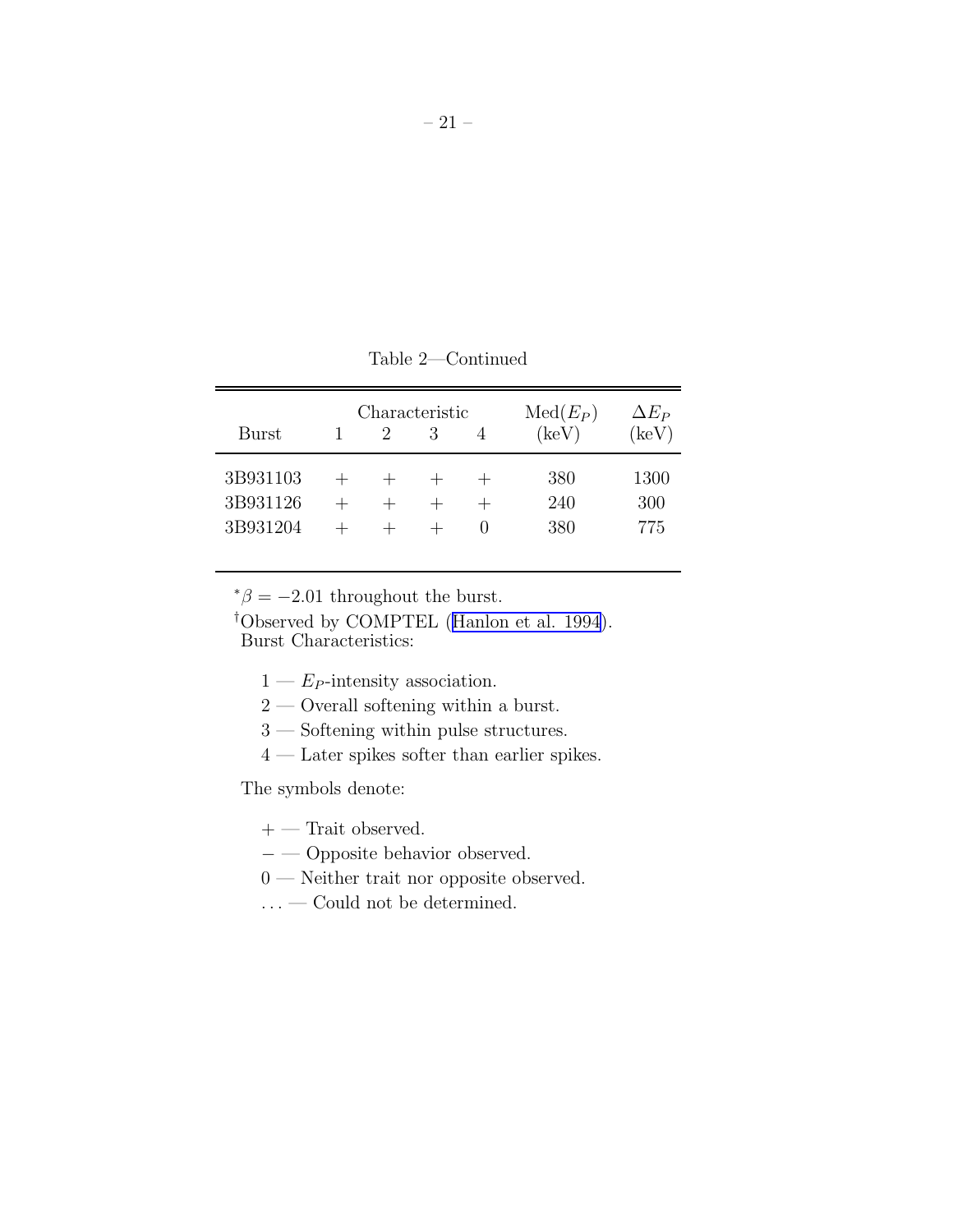Table 2—Continued

| Burst | Characteristic 1 | 2 | 3 | 4 | $\mathrm{Med}(E_P)$ (keV) | $\Delta E_P$ (keV) |
|---|---|---|---|---|---|---|
| 3B931103 | + | + | + | + | 380 | 1300 |
| 3B931126 | + | + | + | + | 240 | 300 |
| 3B931204 | + | + | + | 0 | 380 | 775 |

$^{*}\beta = -2.01$ throughout the burst.

$^{\dagger}$Observed by COMPTEL (Hanlon et al. 1994).

Burst Characteristics:

1 — $E_P$-intensity association.

2 — Overall softening within a burst.

3 — Softening within pulse structures.

4 — Later spikes softer than earlier spikes.

The symbols denote:

$+$ — Trait observed.

$-$ — Opposite behavior observed.

0 — Neither trait nor opposite observed.

... — Could not be determined.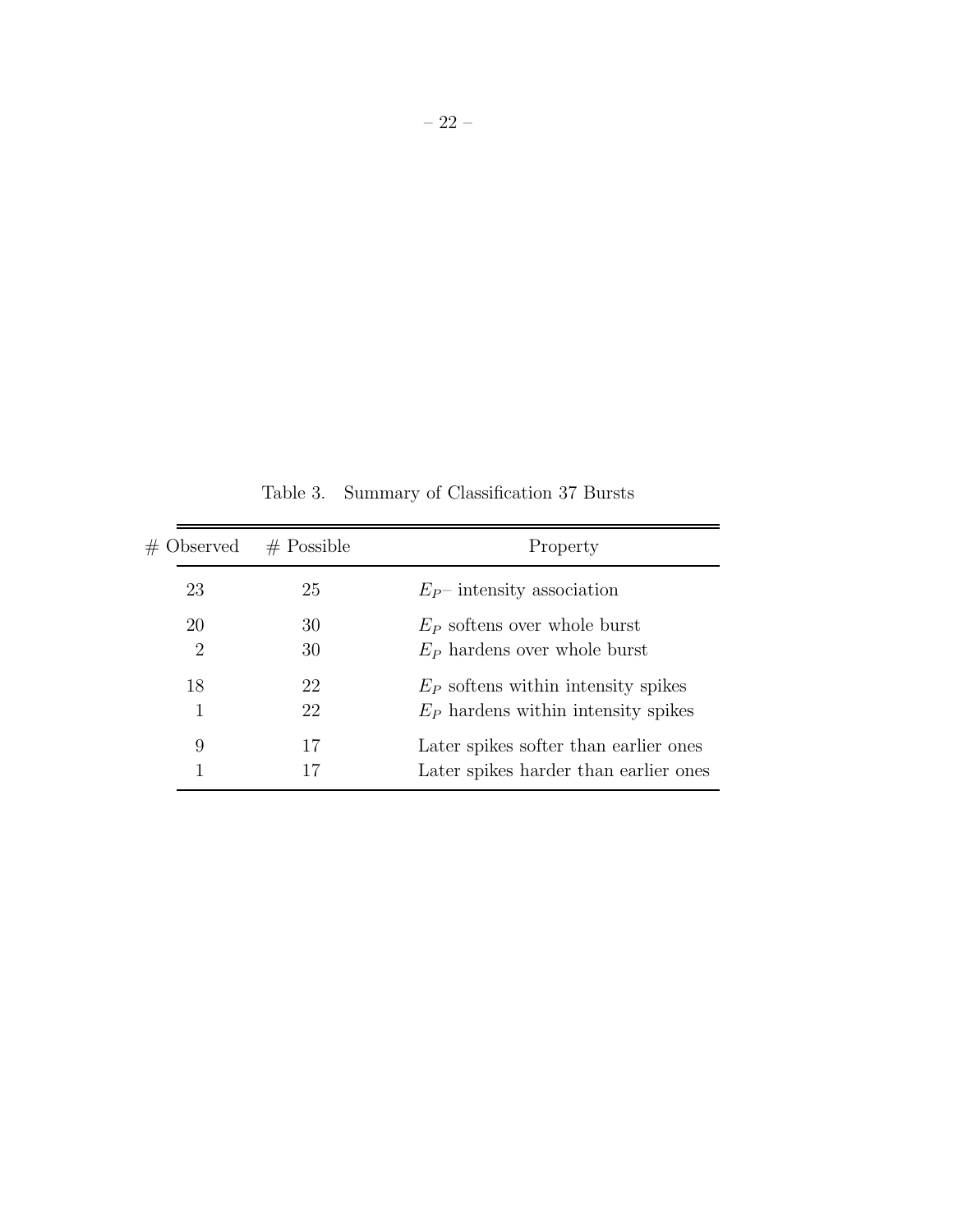Table 3. Summary of Classification 37 Bursts

| # Observed | # Possible | Property |
|---|---|---|
| 23 | 25 | $E_P$– intensity association |
| 20 | 30 | $E_P$ softens over whole burst |
| 2 | 30 | $E_P$ hardens over whole burst |
| 18 | 22 | $E_P$ softens within intensity spikes |
| 1 | 22 | $E_P$ hardens within intensity spikes |
| 9 | 17 | Later spikes softer than earlier ones |
| 1 | 17 | Later spikes harder than earlier ones |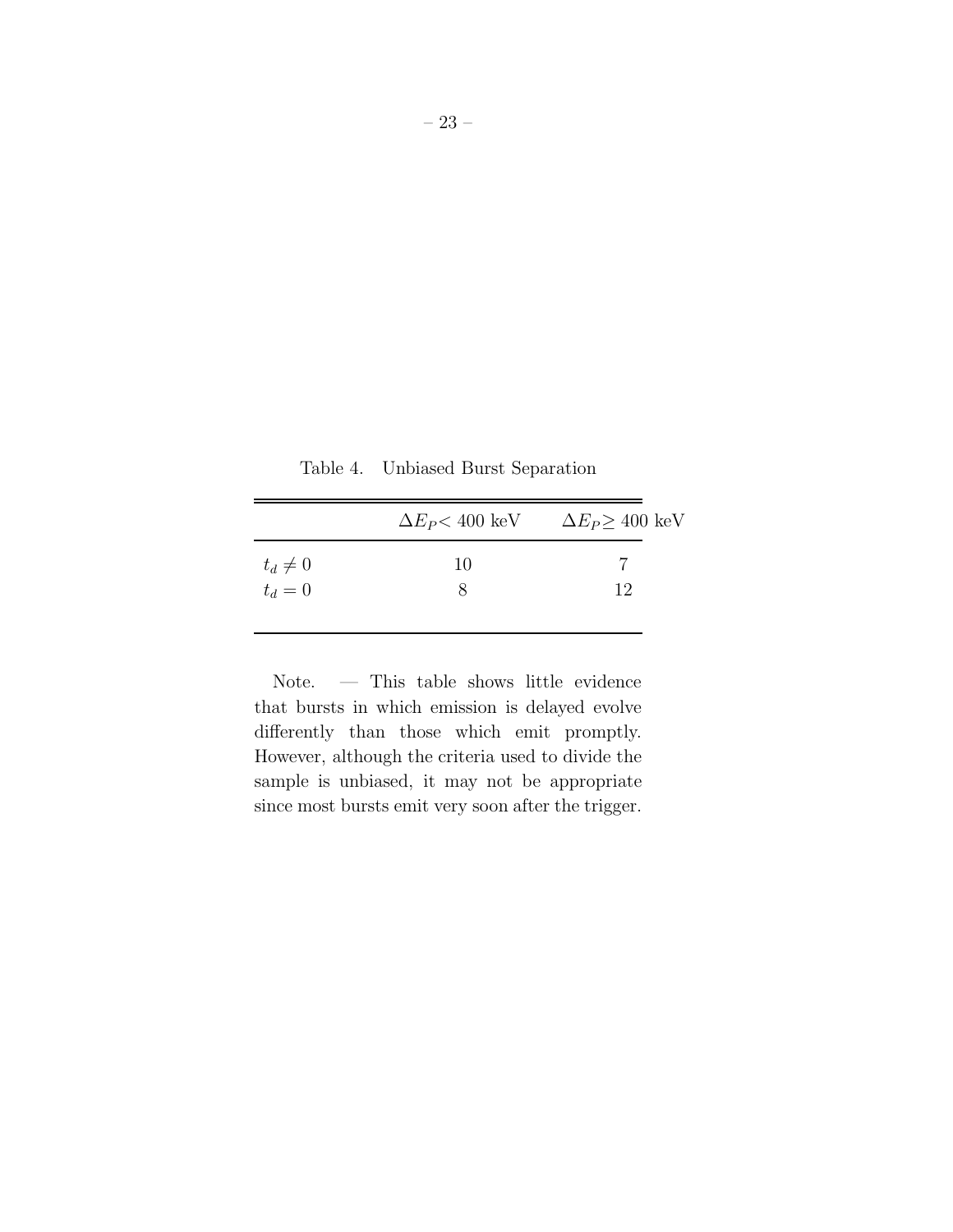Table 4. Unbiased Burst Separation

| | $\Delta E_P <$ 400 keV | $\Delta E_P \geq$ 400 keV |
|---|---|---|
| $t_d \neq 0$ | 10 | 7 |
| $t_d = 0$ | 8 | 12 |

Note. — This table shows little evidence that bursts in which emission is delayed evolve differently than those which emit promptly. However, although the criteria used to divide the sample is unbiased, it may not be appropriate since most bursts emit very soon after the trigger.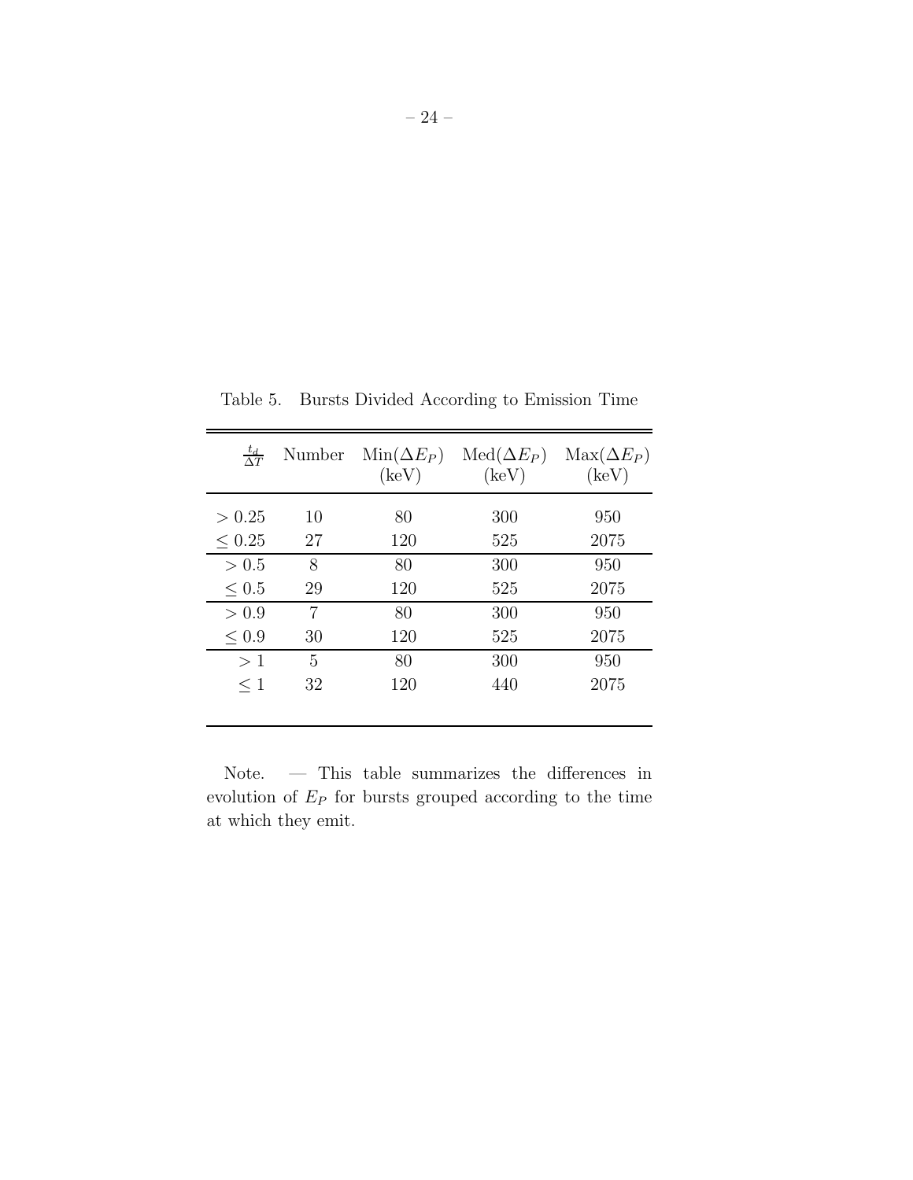Table 5. Bursts Divided According to Emission Time

| $\frac{t_d}{\Delta T}$ | Number | $\mathrm{Min}(\Delta E_P)$ (keV) | $\mathrm{Med}(\Delta E_P)$ (keV) | $\mathrm{Max}(\Delta E_P)$ (keV) |
|---|---|---|---|---|
| $> 0.25$ | 10 | 80 | 300 | 950 |
| $\leq 0.25$ | 27 | 120 | 525 | 2075 |
| $> 0.5$ | 8 | 80 | 300 | 950 |
| $\leq 0.5$ | 29 | 120 | 525 | 2075 |
| $> 0.9$ | 7 | 80 | 300 | 950 |
| $\leq 0.9$ | 30 | 120 | 525 | 2075 |
| $> 1$ | 5 | 80 | 300 | 950 |
| $\leq 1$ | 32 | 120 | 440 | 2075 |

Note. — This table summarizes the differences in evolution of $E_P$ for bursts grouped according to the time at which they emit.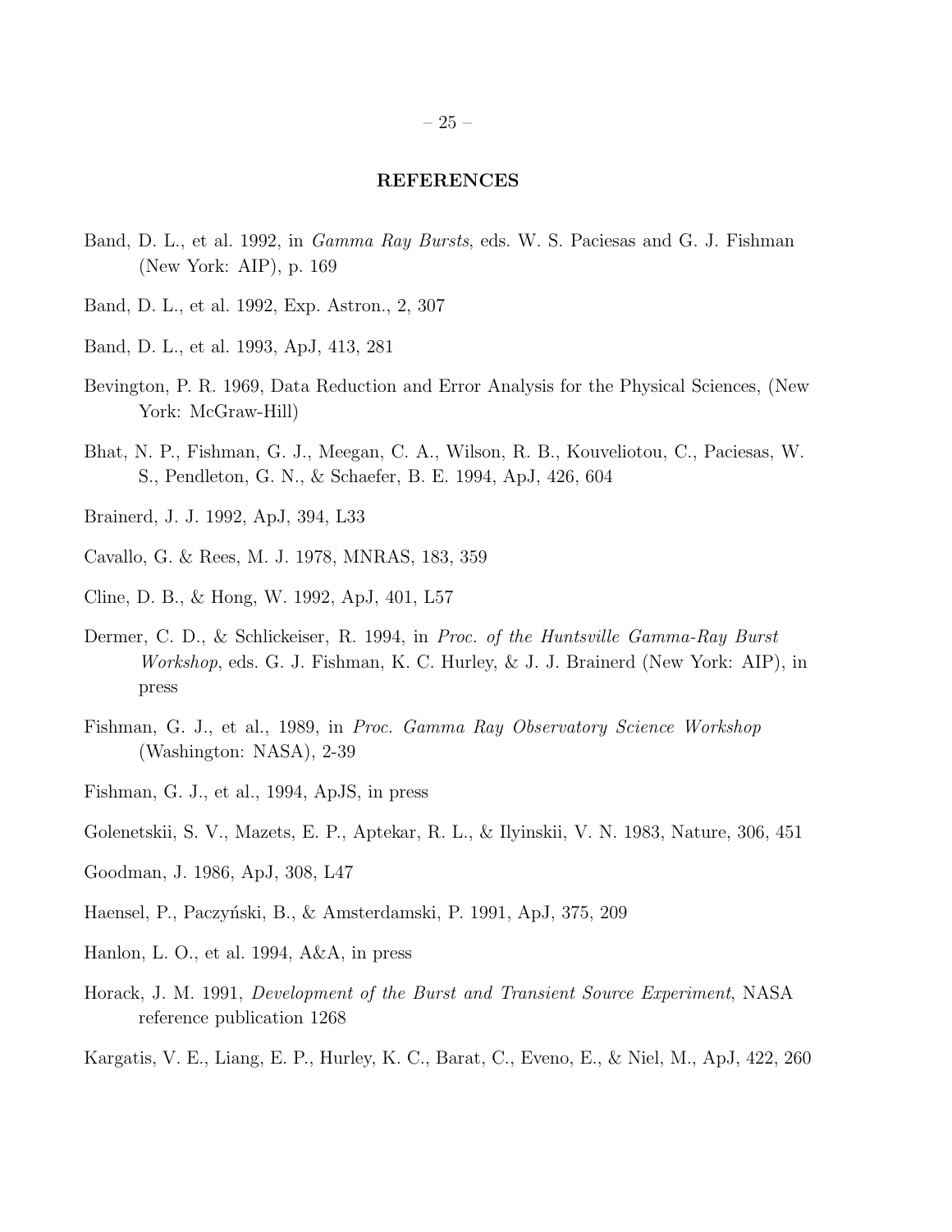## REFERENCES

Band, D. L., et al. 1992, in *Gamma Ray Bursts*, eds. W. S. Paciesas and G. J. Fishman (New York: AIP), p. 169

Band, D. L., et al. 1992, Exp. Astron., 2, 307

Band, D. L., et al. 1993, ApJ, 413, 281

Bevington, P. R. 1969, Data Reduction and Error Analysis for the Physical Sciences, (New York: McGraw-Hill)

Bhat, N. P., Fishman, G. J., Meegan, C. A., Wilson, R. B., Kouveliotou, C., Paciesas, W. S., Pendleton, G. N., & Schaefer, B. E. 1994, ApJ, 426, 604

Brainerd, J. J. 1992, ApJ, 394, L33

Cavallo, G. & Rees, M. J. 1978, MNRAS, 183, 359

Cline, D. B., & Hong, W. 1992, ApJ, 401, L57

Dermer, C. D., & Schlickeiser, R. 1994, in *Proc. of the Huntsville Gamma-Ray Burst Workshop*, eds. G. J. Fishman, K. C. Hurley, & J. J. Brainerd (New York: AIP), in press

Fishman, G. J., et al., 1989, in *Proc. Gamma Ray Observatory Science Workshop* (Washington: NASA), 2-39

Fishman, G. J., et al., 1994, ApJS, in press

Golenetskii, S. V., Mazets, E. P., Aptekar, R. L., & Ilyinskii, V. N. 1983, Nature, 306, 451

Goodman, J. 1986, ApJ, 308, L47

Haensel, P., Paczyński, B., & Amsterdamski, P. 1991, ApJ, 375, 209

Hanlon, L. O., et al. 1994, A&A, in press

Horack, J. M. 1991, *Development of the Burst and Transient Source Experiment*, NASA reference publication 1268

Kargatis, V. E., Liang, E. P., Hurley, K. C., Barat, C., Eveno, E., & Niel, M., ApJ, 422, 260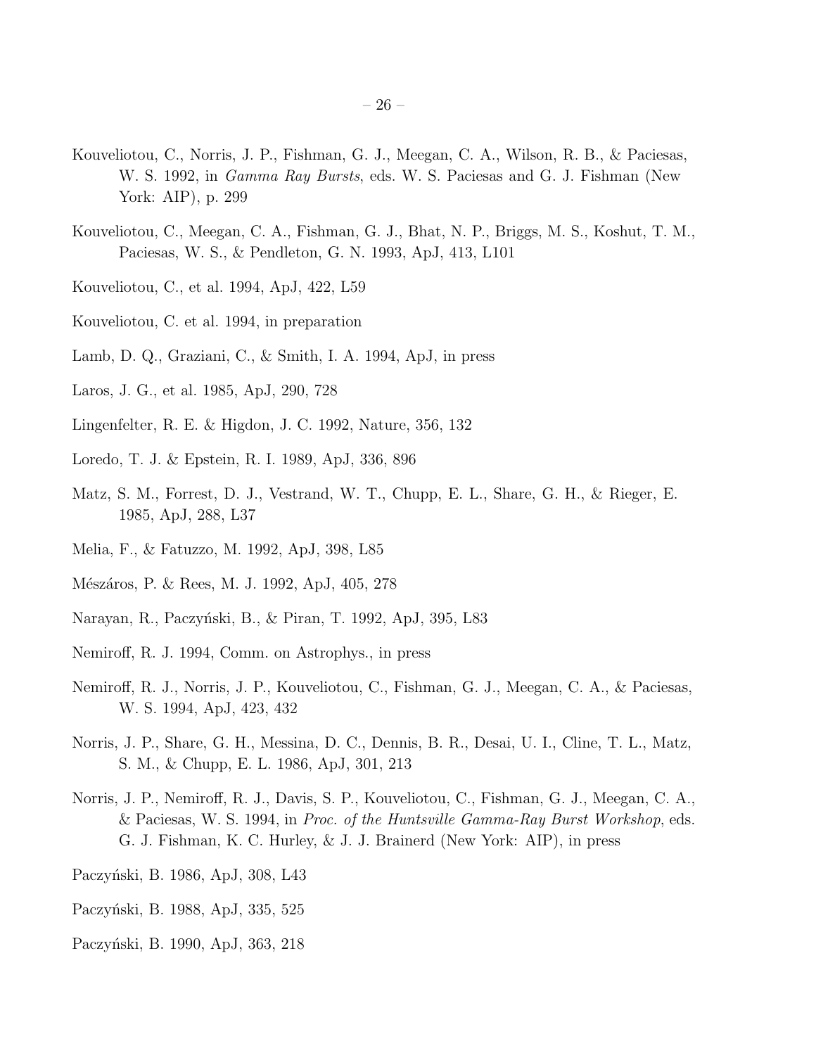Kouveliotou, C., Norris, J. P., Fishman, G. J., Meegan, C. A., Wilson, R. B., & Paciesas, W. S. 1992, in *Gamma Ray Bursts*, eds. W. S. Paciesas and G. J. Fishman (New York: AIP), p. 299

Kouveliotou, C., Meegan, C. A., Fishman, G. J., Bhat, N. P., Briggs, M. S., Koshut, T. M., Paciesas, W. S., & Pendleton, G. N. 1993, ApJ, 413, L101

Kouveliotou, C., et al. 1994, ApJ, 422, L59

Kouveliotou, C. et al. 1994, in preparation

Lamb, D. Q., Graziani, C., & Smith, I. A. 1994, ApJ, in press

Laros, J. G., et al. 1985, ApJ, 290, 728

Lingenfelter, R. E. & Higdon, J. C. 1992, Nature, 356, 132

Loredo, T. J. & Epstein, R. I. 1989, ApJ, 336, 896

Matz, S. M., Forrest, D. J., Vestrand, W. T., Chupp, E. L., Share, G. H., & Rieger, E. 1985, ApJ, 288, L37

Melia, F., & Fatuzzo, M. 1992, ApJ, 398, L85

Mészáros, P. & Rees, M. J. 1992, ApJ, 405, 278

Narayan, R., Paczyński, B., & Piran, T. 1992, ApJ, 395, L83

Nemiroff, R. J. 1994, Comm. on Astrophys., in press

Nemiroff, R. J., Norris, J. P., Kouveliotou, C., Fishman, G. J., Meegan, C. A., & Paciesas, W. S. 1994, ApJ, 423, 432

Norris, J. P., Share, G. H., Messina, D. C., Dennis, B. R., Desai, U. I., Cline, T. L., Matz, S. M., & Chupp, E. L. 1986, ApJ, 301, 213

Norris, J. P., Nemiroff, R. J., Davis, S. P., Kouveliotou, C., Fishman, G. J., Meegan, C. A., & Paciesas, W. S. 1994, in *Proc. of the Huntsville Gamma-Ray Burst Workshop*, eds. G. J. Fishman, K. C. Hurley, & J. J. Brainerd (New York: AIP), in press

Paczyński, B. 1986, ApJ, 308, L43

Paczyński, B. 1988, ApJ, 335, 525

Paczyński, B. 1990, ApJ, 363, 218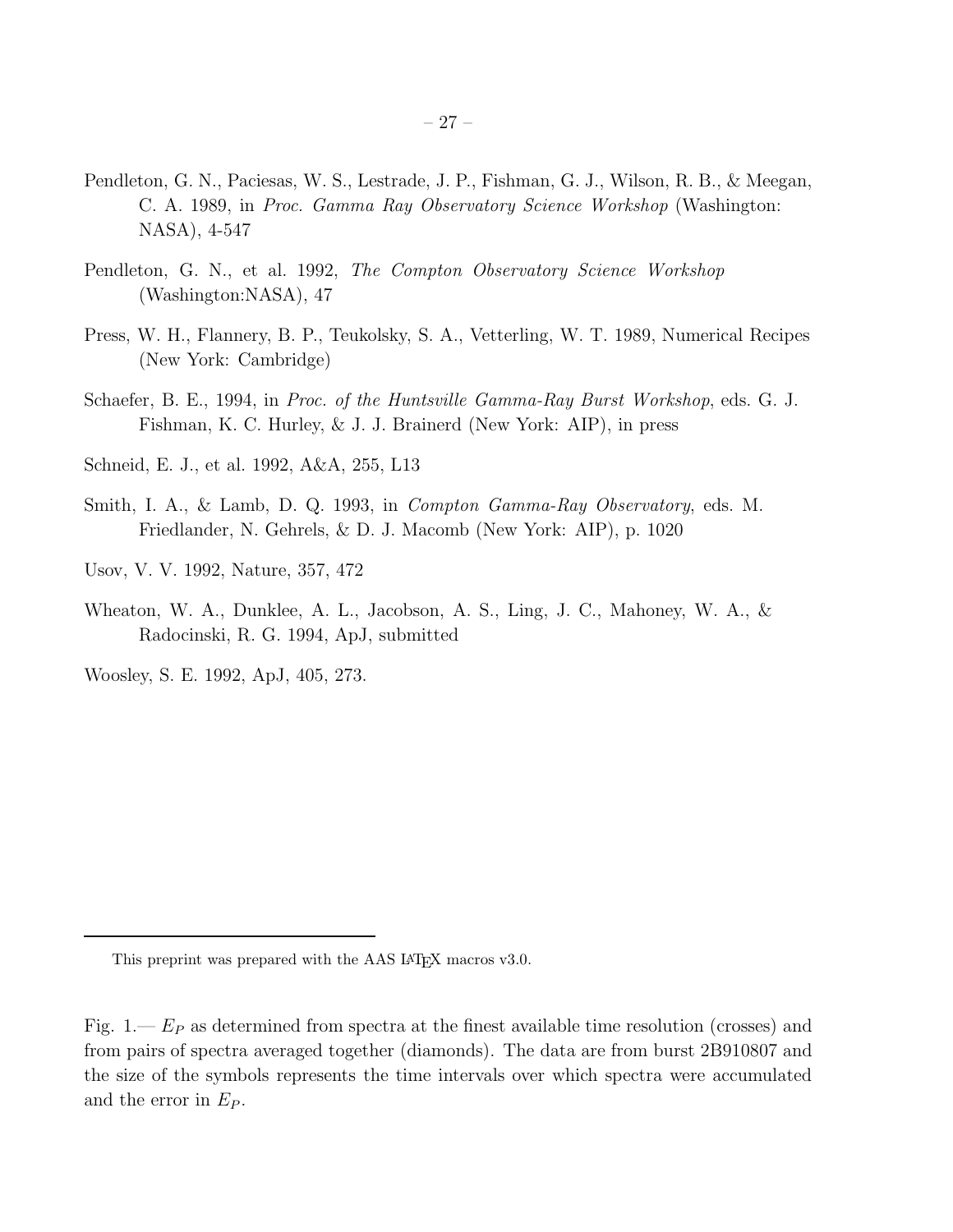Pendleton, G. N., Paciesas, W. S., Lestrade, J. P., Fishman, G. J., Wilson, R. B., & Meegan, C. A. 1989, in *Proc. Gamma Ray Observatory Science Workshop* (Washington: NASA), 4-547

Pendleton, G. N., et al. 1992, *The Compton Observatory Science Workshop* (Washington:NASA), 47

Press, W. H., Flannery, B. P., Teukolsky, S. A., Vetterling, W. T. 1989, Numerical Recipes (New York: Cambridge)

Schaefer, B. E., 1994, in *Proc. of the Huntsville Gamma-Ray Burst Workshop*, eds. G. J. Fishman, K. C. Hurley, & J. J. Brainerd (New York: AIP), in press

Schneid, E. J., et al. 1992, A&A, 255, L13

Smith, I. A., & Lamb, D. Q. 1993, in *Compton Gamma-Ray Observatory*, eds. M. Friedlander, N. Gehrels, & D. J. Macomb (New York: AIP), p. 1020

Usov, V. V. 1992, Nature, 357, 472

Wheaton, W. A., Dunklee, A. L., Jacobson, A. S., Ling, J. C., Mahoney, W. A., & Radocinski, R. G. 1994, ApJ, submitted

Woosley, S. E. 1992, ApJ, 405, 273.

---

This preprint was prepared with the AAS LaTeX macros v3.0.

Fig. 1.— $E_P$ as determined from spectra at the finest available time resolution (crosses) and from pairs of spectra averaged together (diamonds). The data are from burst 2B910807 and the size of the symbols represents the time intervals over which spectra were accumulated and the error in $E_P$.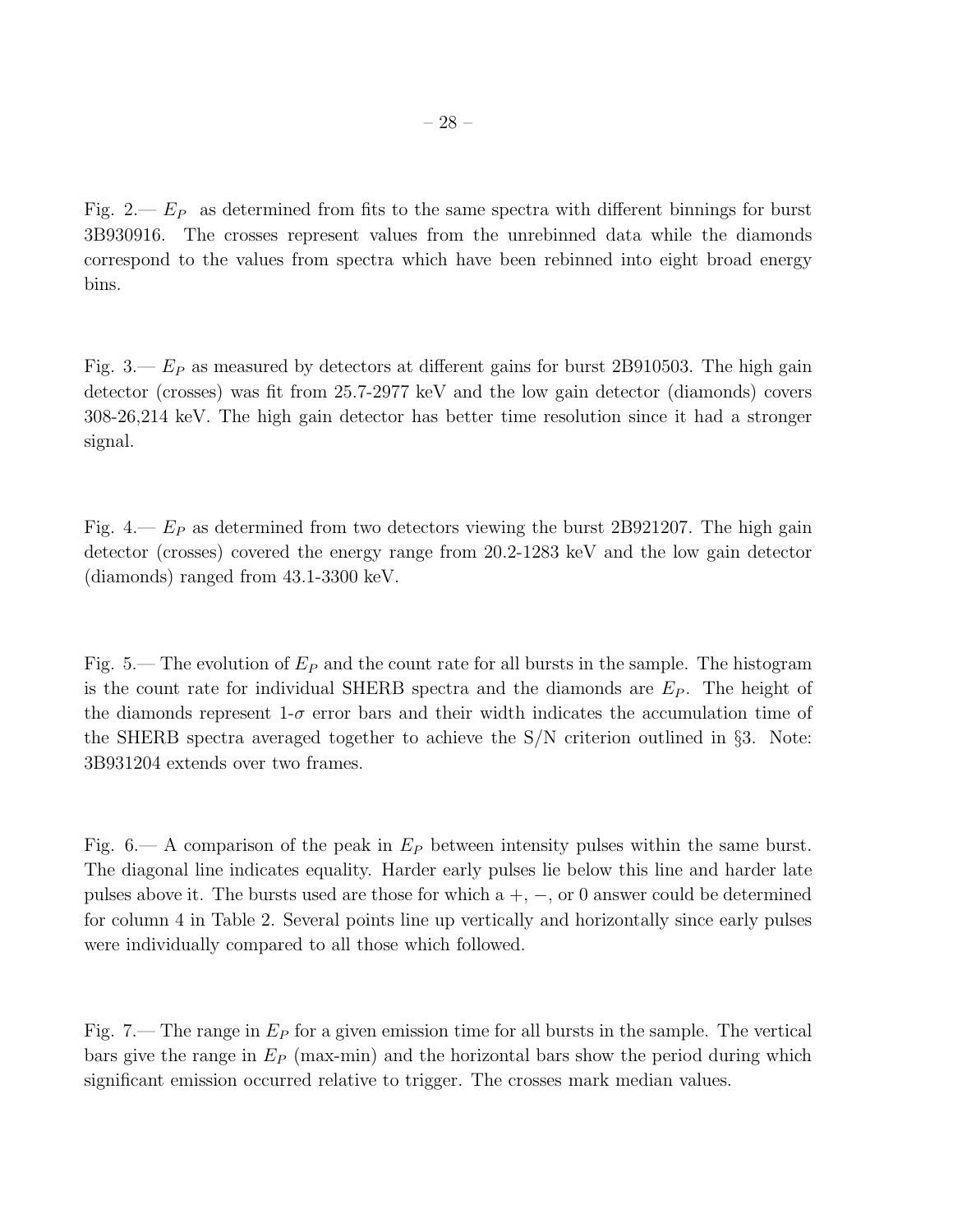Fig. 2.— $E_P$ as determined from fits to the same spectra with different binnings for burst 3B930916. The crosses represent values from the unrebinned data while the diamonds correspond to the values from spectra which have been rebinned into eight broad energy bins.

Fig. 3.— $E_P$ as measured by detectors at different gains for burst 2B910503. The high gain detector (crosses) was fit from 25.7-2977 keV and the low gain detector (diamonds) covers 308-26,214 keV. The high gain detector has better time resolution since it had a stronger signal.

Fig. 4.— $E_P$ as determined from two detectors viewing the burst 2B921207. The high gain detector (crosses) covered the energy range from 20.2-1283 keV and the low gain detector (diamonds) ranged from 43.1-3300 keV.

Fig. 5.— The evolution of $E_P$ and the count rate for all bursts in the sample. The histogram is the count rate for individual SHERB spectra and the diamonds are $E_P$. The height of the diamonds represent 1-$\sigma$ error bars and their width indicates the accumulation time of the SHERB spectra averaged together to achieve the S/N criterion outlined in §3. Note: 3B931204 extends over two frames.

Fig. 6.— A comparison of the peak in $E_P$ between intensity pulses within the same burst. The diagonal line indicates equality. Harder early pulses lie below this line and harder late pulses above it. The bursts used are those for which a +, −, or 0 answer could be determined for column 4 in Table 2. Several points line up vertically and horizontally since early pulses were individually compared to all those which followed.

Fig. 7.— The range in $E_P$ for a given emission time for all bursts in the sample. The vertical bars give the range in $E_P$ (max-min) and the horizontal bars show the period during which significant emission occurred relative to trigger. The crosses mark median values.